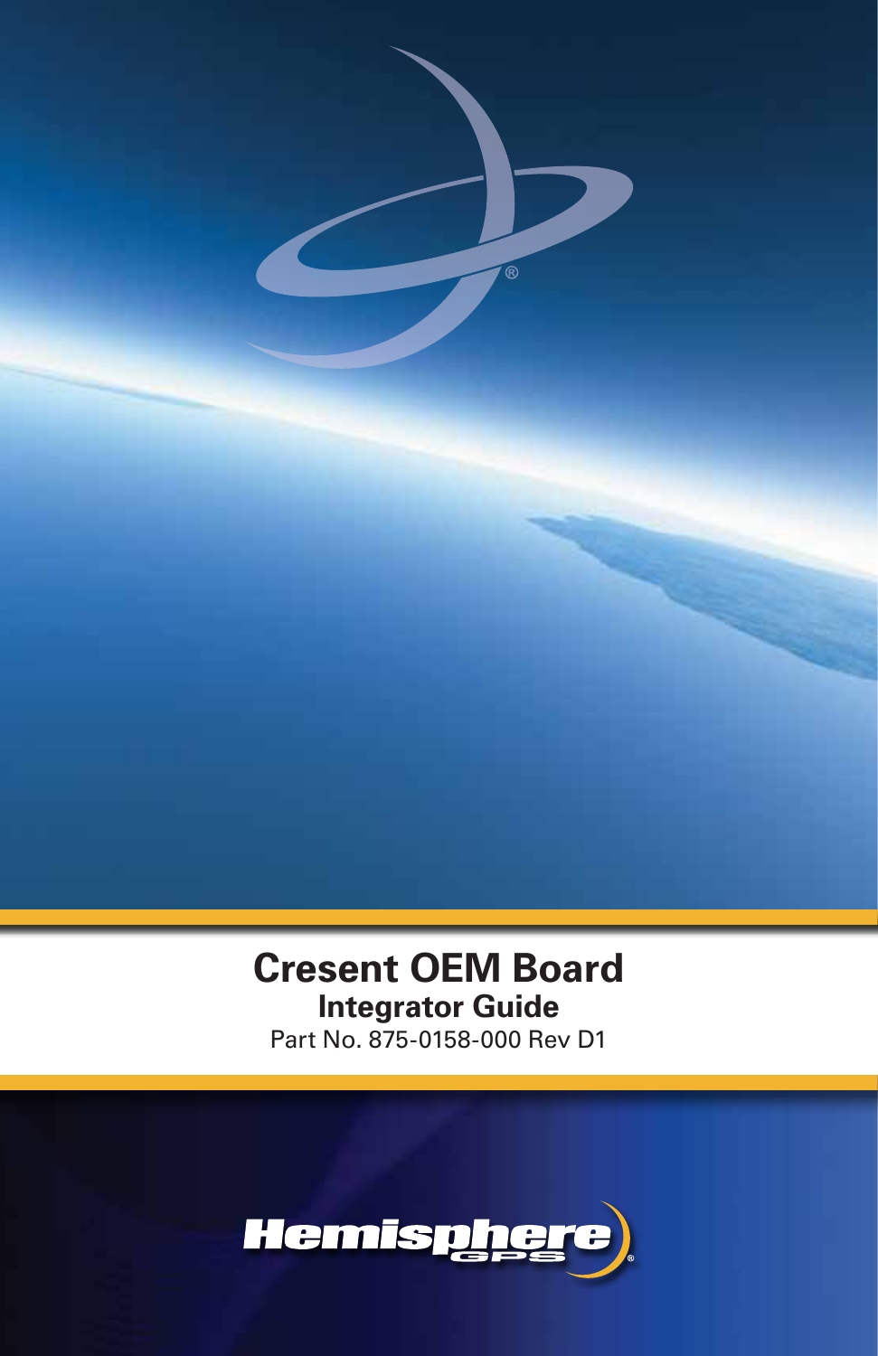# Cresent OEM Board

## Integrator Guide

Part No. 875-0158-000 Rev D1

Hemisphere GPS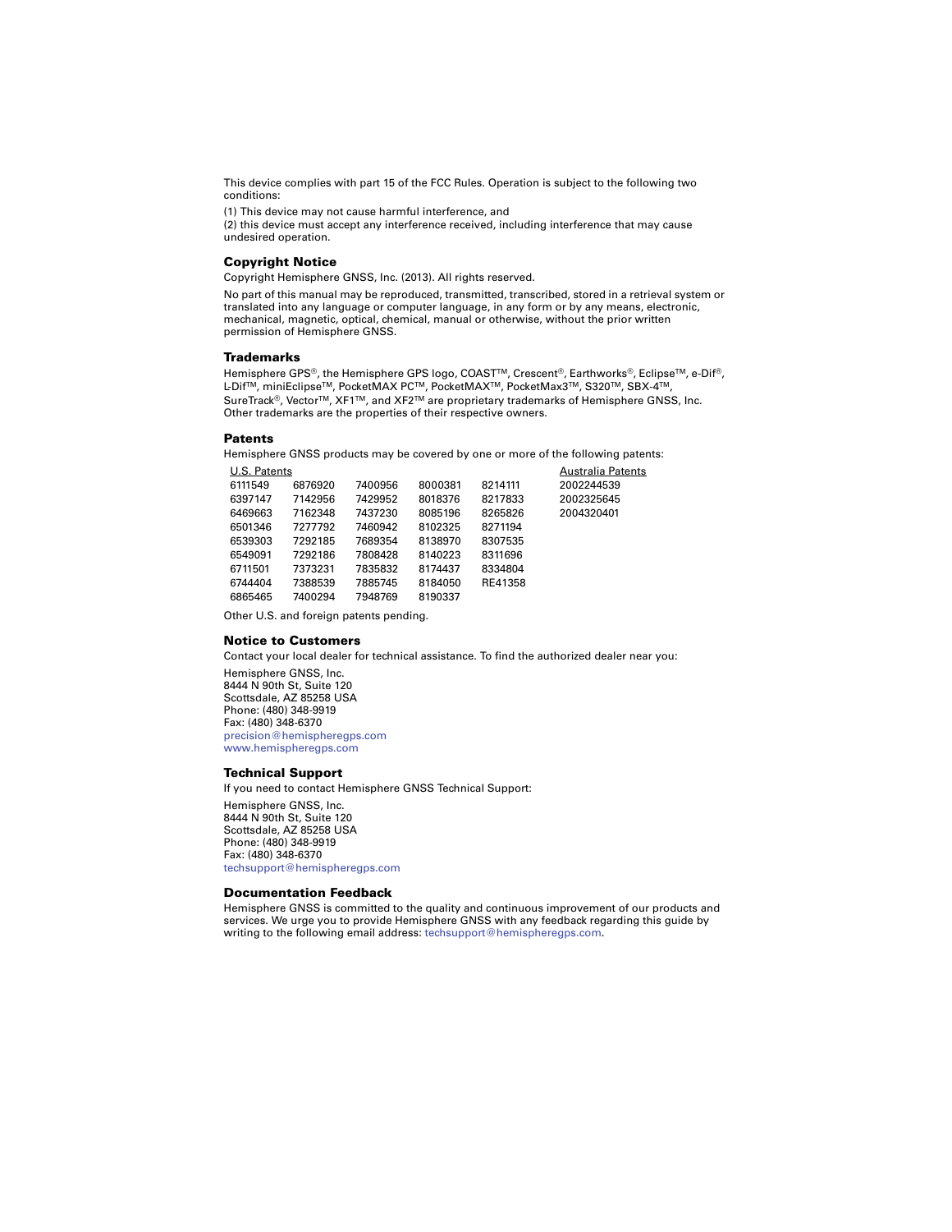This device complies with part 15 of the FCC Rules. Operation is subject to the following two conditions:

(1) This device may not cause harmful interference, and
(2) this device must accept any interference received, including interference that may cause undesired operation.

## Copyright Notice

Copyright Hemisphere GNSS, Inc. (2013). All rights reserved.

No part of this manual may be reproduced, transmitted, transcribed, stored in a retrieval system or translated into any language or computer language, in any form or by any means, electronic, mechanical, magnetic, optical, chemical, manual or otherwise, without the prior written permission of Hemisphere GNSS.

## Trademarks

Hemisphere GPS®, the Hemisphere GPS logo, COAST™, Crescent®, Earthworks®, Eclipse™, e-Dif®, L-Dif™, miniEclipse™, PocketMAX PC™, PocketMAX™, PocketMax3™, S320™, SBX-4™, SureTrack®, Vector™, XF1™, and XF2™ are proprietary trademarks of Hemisphere GNSS, Inc. Other trademarks are the properties of their respective owners.

## Patents

Hemisphere GNSS products may be covered by one or more of the following patents:

| U.S. Patents | | | | | Australia Patents |
|---|---|---|---|---|---|
| 6111549 | 6876920 | 7400956 | 8000381 | 8214111 | 2002244539 |
| 6397147 | 7142956 | 7429952 | 8018376 | 8217833 | 2002325645 |
| 6469663 | 7162348 | 7437230 | 8085196 | 8265826 | 2004320401 |
| 6501346 | 7277792 | 7460942 | 8102325 | 8271194 | |
| 6539303 | 7292185 | 7689354 | 8138970 | 8307535 | |
| 6549091 | 7292186 | 7808428 | 8140223 | 8311696 | |
| 6711501 | 7373231 | 7835832 | 8174437 | 8334804 | |
| 6744404 | 7388539 | 7885745 | 8184050 | RE41358 | |
| 6865465 | 7400294 | 7948769 | 8190337 | | |

Other U.S. and foreign patents pending.

## Notice to Customers

Contact your local dealer for technical assistance. To find the authorized dealer near you:

Hemisphere GNSS, Inc.
8444 N 90th St, Suite 120
Scottsdale, AZ 85258 USA
Phone: (480) 348-9919
Fax: (480) 348-6370
precision@hemispheregps.com
www.hemispheregps.com

## Technical Support

If you need to contact Hemisphere GNSS Technical Support:

Hemisphere GNSS, Inc.
8444 N 90th St, Suite 120
Scottsdale, AZ 85258 USA
Phone: (480) 348-9919
Fax: (480) 348-6370
techsupport@hemispheregps.com

## Documentation Feedback

Hemisphere GNSS is committed to the quality and continuous improvement of our products and services. We urge you to provide Hemisphere GNSS with any feedback regarding this guide by writing to the following email address: techsupport@hemispheregps.com.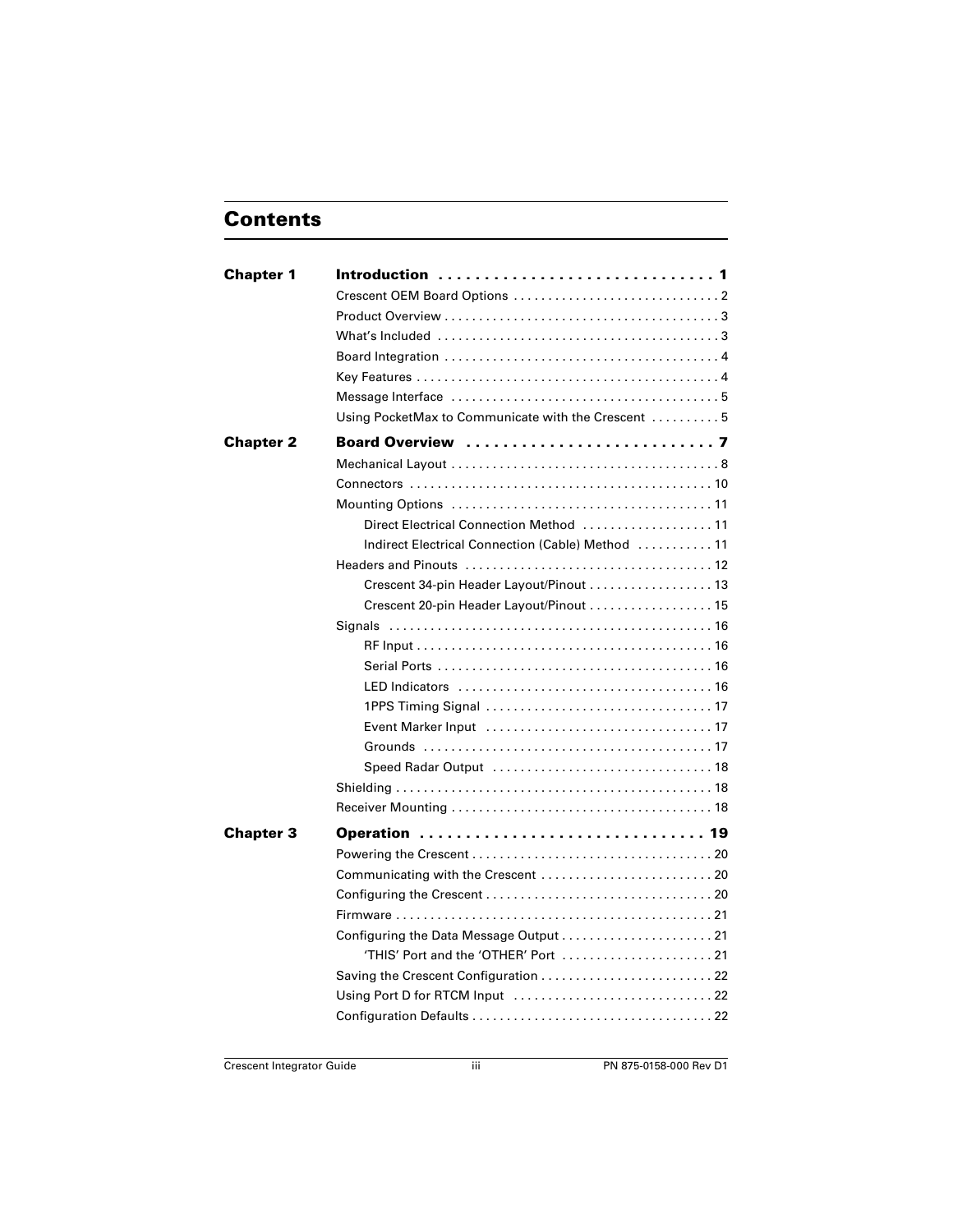# Contents

| | | |
|---|---|---|
| **Chapter 1** | **Introduction** | **1** |
| | Crescent OEM Board Options | 2 |
| | Product Overview | 3 |
| | What's Included | 3 |
| | Board Integration | 4 |
| | Key Features | 4 |
| | Message Interface | 5 |
| | Using PocketMax to Communicate with the Crescent | 5 |
| **Chapter 2** | **Board Overview** | **7** |
| | Mechanical Layout | 8 |
| | Connectors | 10 |
| | Mounting Options | 11 |
| | Direct Electrical Connection Method | 11 |
| | Indirect Electrical Connection (Cable) Method | 11 |
| | Headers and Pinouts | 12 |
| | Crescent 34-pin Header Layout/Pinout | 13 |
| | Crescent 20-pin Header Layout/Pinout | 15 |
| | Signals | 16 |
| | RF Input | 16 |
| | Serial Ports | 16 |
| | LED Indicators | 16 |
| | 1PPS Timing Signal | 17 |
| | Event Marker Input | 17 |
| | Grounds | 17 |
| | Speed Radar Output | 18 |
| | Shielding | 18 |
| | Receiver Mounting | 18 |
| **Chapter 3** | **Operation** | **19** |
| | Powering the Crescent | 20 |
| | Communicating with the Crescent | 20 |
| | Configuring the Crescent | 20 |
| | Firmware | 21 |
| | Configuring the Data Message Output | 21 |
| | 'THIS' Port and the 'OTHER' Port | 21 |
| | Saving the Crescent Configuration | 22 |
| | Using Port D for RTCM Input | 22 |
| | Configuration Defaults | 22 |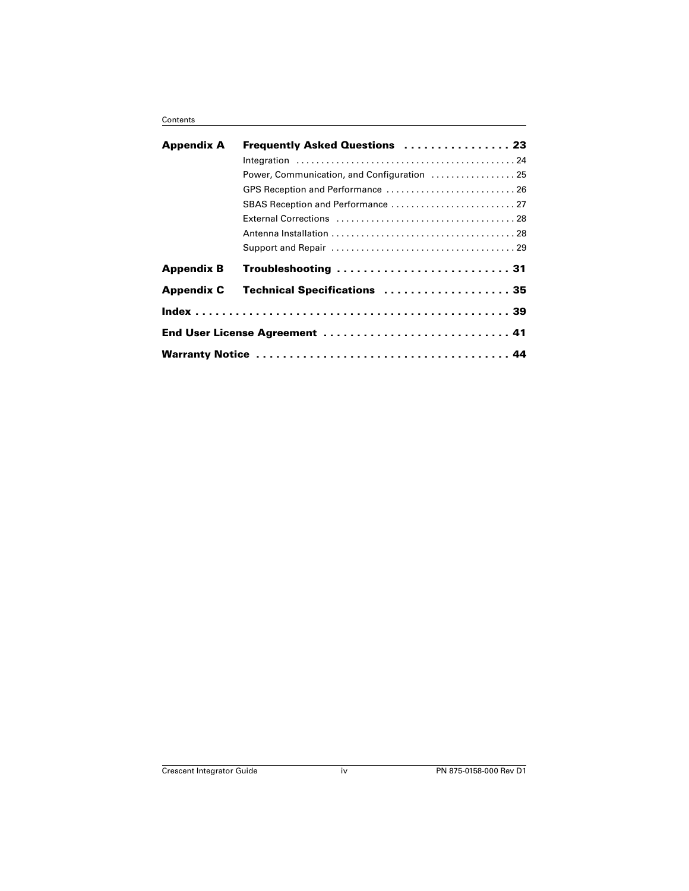| | | |
|---|---|---|
| **Appendix A** | **Frequently Asked Questions** | **23** |
| | Integration | 24 |
| | Power, Communication, and Configuration | 25 |
| | GPS Reception and Performance | 26 |
| | SBAS Reception and Performance | 27 |
| | External Corrections | 28 |
| | Antenna Installation | 28 |
| | Support and Repair | 29 |
| **Appendix B** | **Troubleshooting** | **31** |
| **Appendix C** | **Technical Specifications** | **35** |
| **Index** | | **39** |
| **End User License Agreement** | | **41** |
| **Warranty Notice** | | **44** |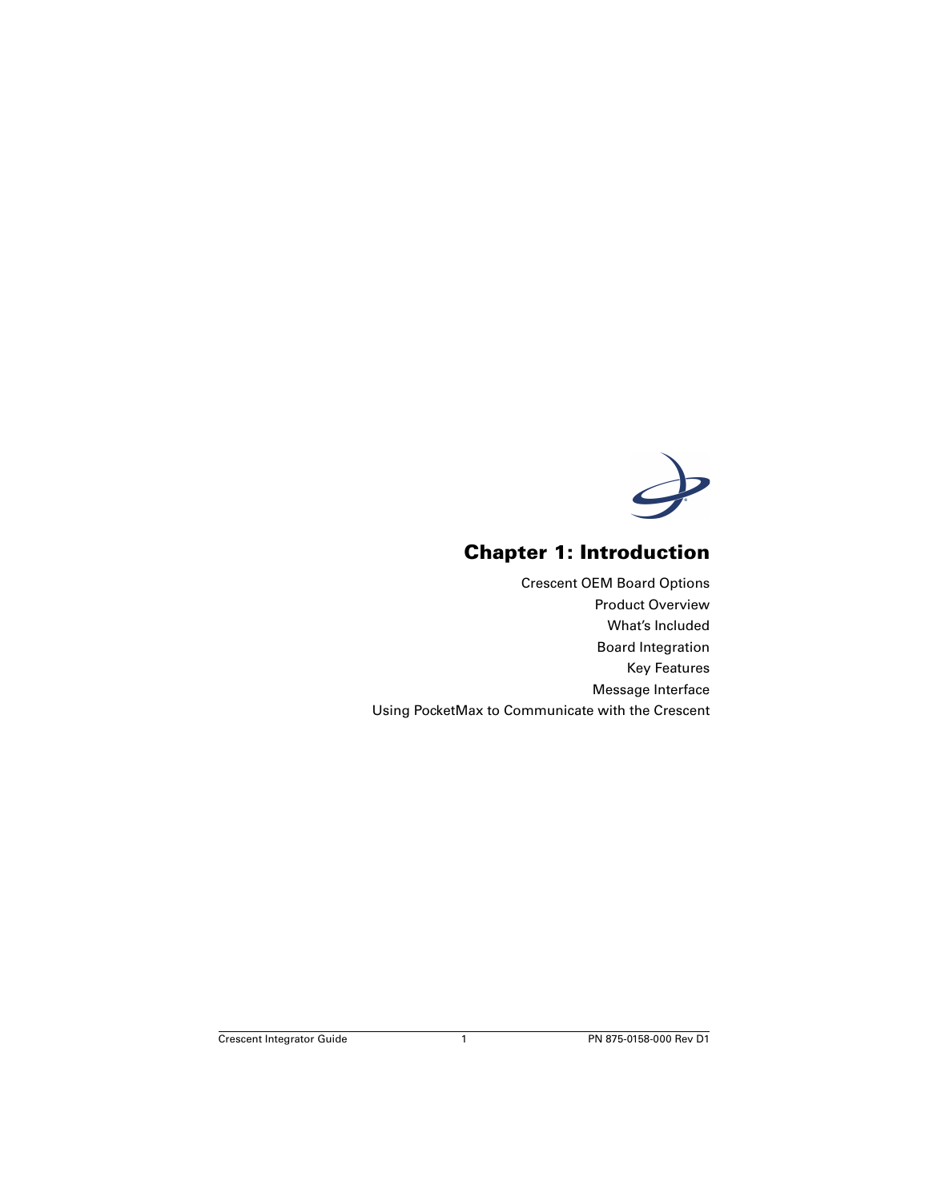# Chapter 1: Introduction

Crescent OEM Board Options
Product Overview
What's Included
Board Integration
Key Features
Message Interface
Using PocketMax to Communicate with the Crescent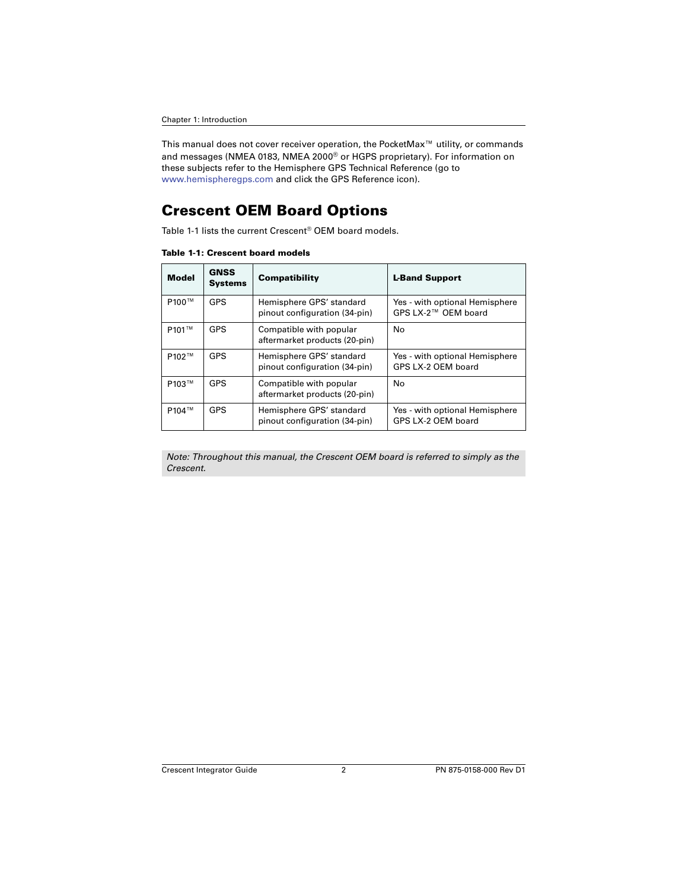This manual does not cover receiver operation, the PocketMax™ utility, or commands and messages (NMEA 0183, NMEA 2000® or HGPS proprietary). For information on these subjects refer to the Hemisphere GPS Technical Reference (go to www.hemispheregps.com and click the GPS Reference icon).

## Crescent OEM Board Options

Table 1-1 lists the current Crescent® OEM board models.

**Table 1-1: Crescent board models**

| Model | GNSS Systems | Compatibility | L-Band Support |
|---|---|---|---|
| P100™ | GPS | Hemisphere GPS' standard pinout configuration (34-pin) | Yes - with optional Hemisphere GPS LX-2™ OEM board |
| P101™ | GPS | Compatible with popular aftermarket products (20-pin) | No |
| P102™ | GPS | Hemisphere GPS' standard pinout configuration (34-pin) | Yes - with optional Hemisphere GPS LX-2 OEM board |
| P103™ | GPS | Compatible with popular aftermarket products (20-pin) | No |
| P104™ | GPS | Hemisphere GPS' standard pinout configuration (34-pin) | Yes - with optional Hemisphere GPS LX-2 OEM board |

*Note: Throughout this manual, the Crescent OEM board is referred to simply as the Crescent.*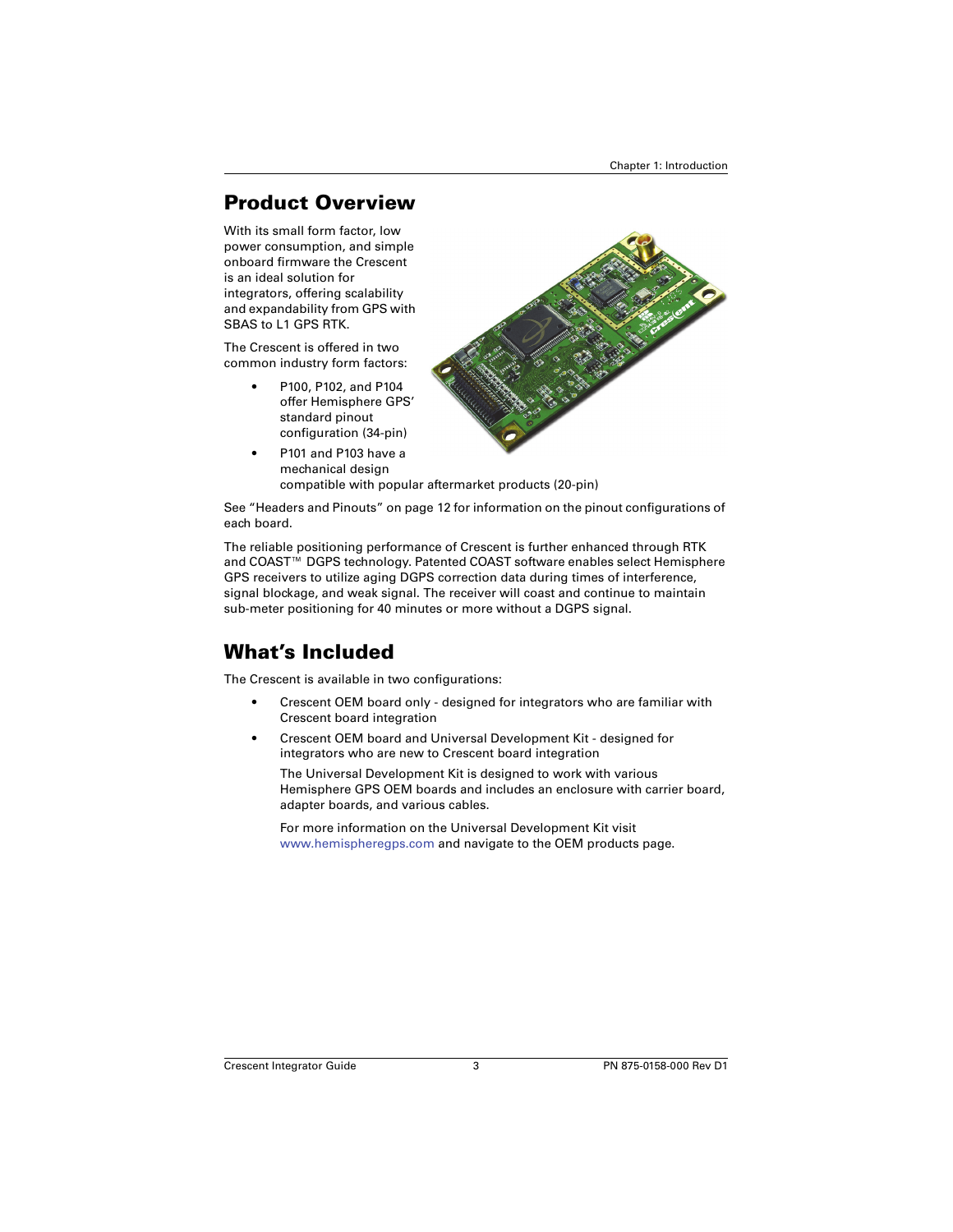## Product Overview

With its small form factor, low power consumption, and simple onboard firmware the Crescent is an ideal solution for integrators, offering scalability and expandability from GPS with SBAS to L1 GPS RTK.

The Crescent is offered in two common industry form factors:

- P100, P102, and P104 offer Hemisphere GPS' standard pinout configuration (34-pin)
- P101 and P103 have a mechanical design compatible with popular aftermarket products (20-pin)

See "Headers and Pinouts" on page 12 for information on the pinout configurations of each board.

The reliable positioning performance of Crescent is further enhanced through RTK and COAST™ DGPS technology. Patented COAST software enables select Hemisphere GPS receivers to utilize aging DGPS correction data during times of interference, signal blockage, and weak signal. The receiver will coast and continue to maintain sub-meter positioning for 40 minutes or more without a DGPS signal.

## What's Included

The Crescent is available in two configurations:

- Crescent OEM board only - designed for integrators who are familiar with Crescent board integration
- Crescent OEM board and Universal Development Kit - designed for integrators who are new to Crescent board integration

  The Universal Development Kit is designed to work with various Hemisphere GPS OEM boards and includes an enclosure with carrier board, adapter boards, and various cables.

  For more information on the Universal Development Kit visit www.hemispheregps.com and navigate to the OEM products page.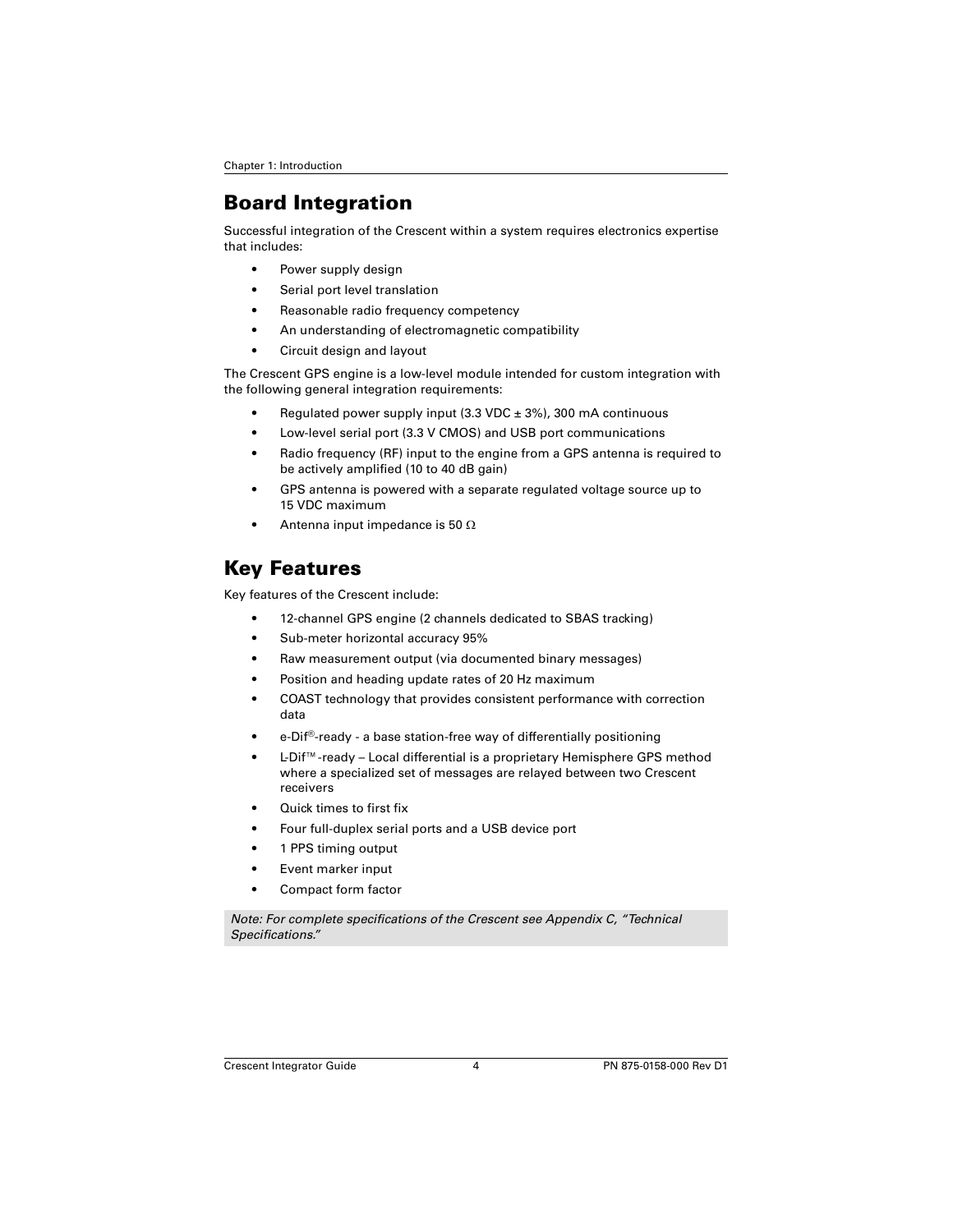## Board Integration

Successful integration of the Crescent within a system requires electronics expertise that includes:

- Power supply design
- Serial port level translation
- Reasonable radio frequency competency
- An understanding of electromagnetic compatibility
- Circuit design and layout

The Crescent GPS engine is a low-level module intended for custom integration with the following general integration requirements:

- Regulated power supply input (3.3 VDC ± 3%), 300 mA continuous
- Low-level serial port (3.3 V CMOS) and USB port communications
- Radio frequency (RF) input to the engine from a GPS antenna is required to be actively amplified (10 to 40 dB gain)
- GPS antenna is powered with a separate regulated voltage source up to 15 VDC maximum
- Antenna input impedance is 50 Ω

## Key Features

Key features of the Crescent include:

- 12-channel GPS engine (2 channels dedicated to SBAS tracking)
- Sub-meter horizontal accuracy 95%
- Raw measurement output (via documented binary messages)
- Position and heading update rates of 20 Hz maximum
- COAST technology that provides consistent performance with correction data
- e-Dif®-ready - a base station-free way of differentially positioning
- L-Dif™-ready – Local differential is a proprietary Hemisphere GPS method where a specialized set of messages are relayed between two Crescent receivers
- Quick times to first fix
- Four full-duplex serial ports and a USB device port
- 1 PPS timing output
- Event marker input
- Compact form factor

*Note: For complete specifications of the Crescent see Appendix C, "Technical Specifications."*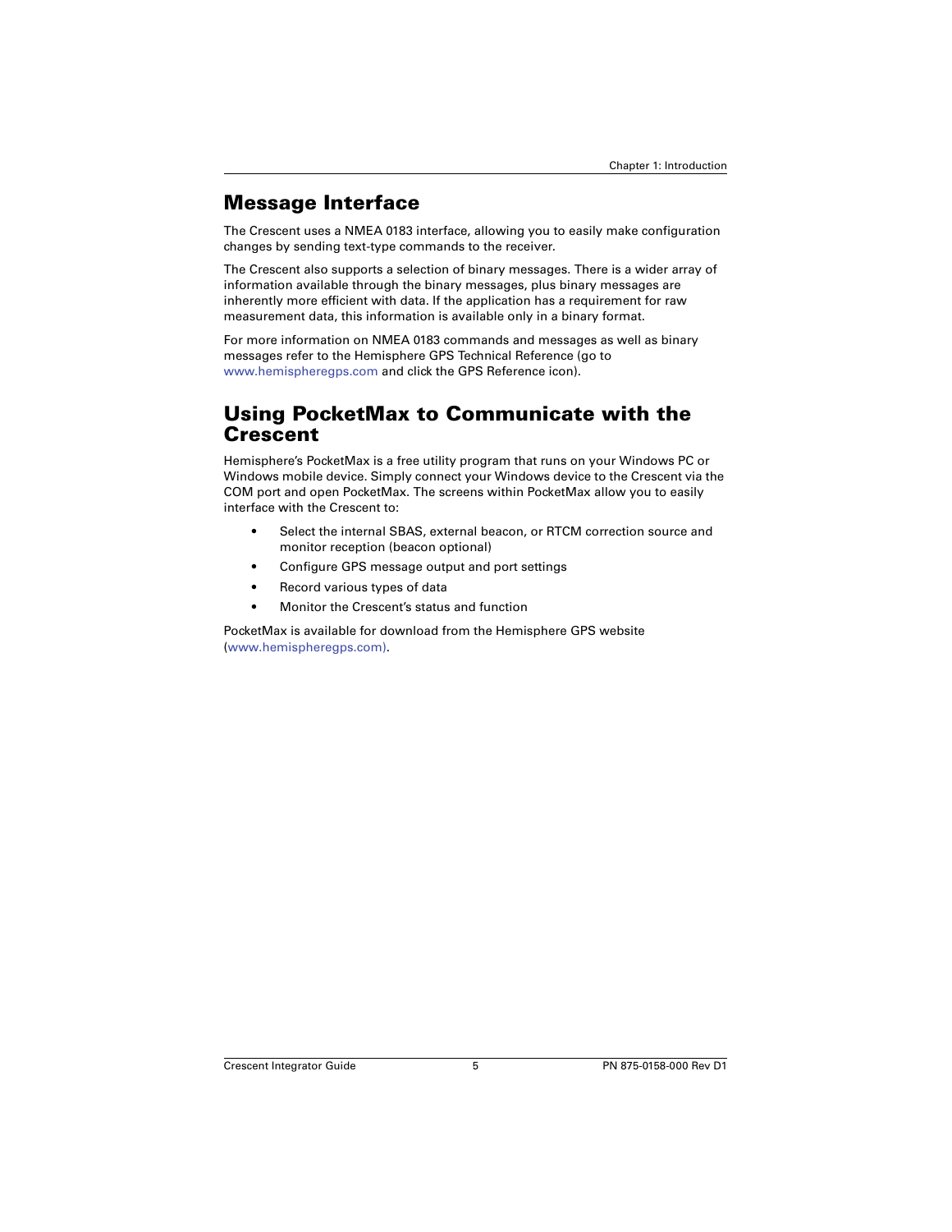## Message Interface

The Crescent uses a NMEA 0183 interface, allowing you to easily make configuration changes by sending text-type commands to the receiver.

The Crescent also supports a selection of binary messages. There is a wider array of information available through the binary messages, plus binary messages are inherently more efficient with data. If the application has a requirement for raw measurement data, this information is available only in a binary format.

For more information on NMEA 0183 commands and messages as well as binary messages refer to the Hemisphere GPS Technical Reference (go to www.hemispheregps.com and click the GPS Reference icon).

## Using PocketMax to Communicate with the Crescent

Hemisphere's PocketMax is a free utility program that runs on your Windows PC or Windows mobile device. Simply connect your Windows device to the Crescent via the COM port and open PocketMax. The screens within PocketMax allow you to easily interface with the Crescent to:

- Select the internal SBAS, external beacon, or RTCM correction source and monitor reception (beacon optional)
- Configure GPS message output and port settings
- Record various types of data
- Monitor the Crescent's status and function

PocketMax is available for download from the Hemisphere GPS website (www.hemispheregps.com).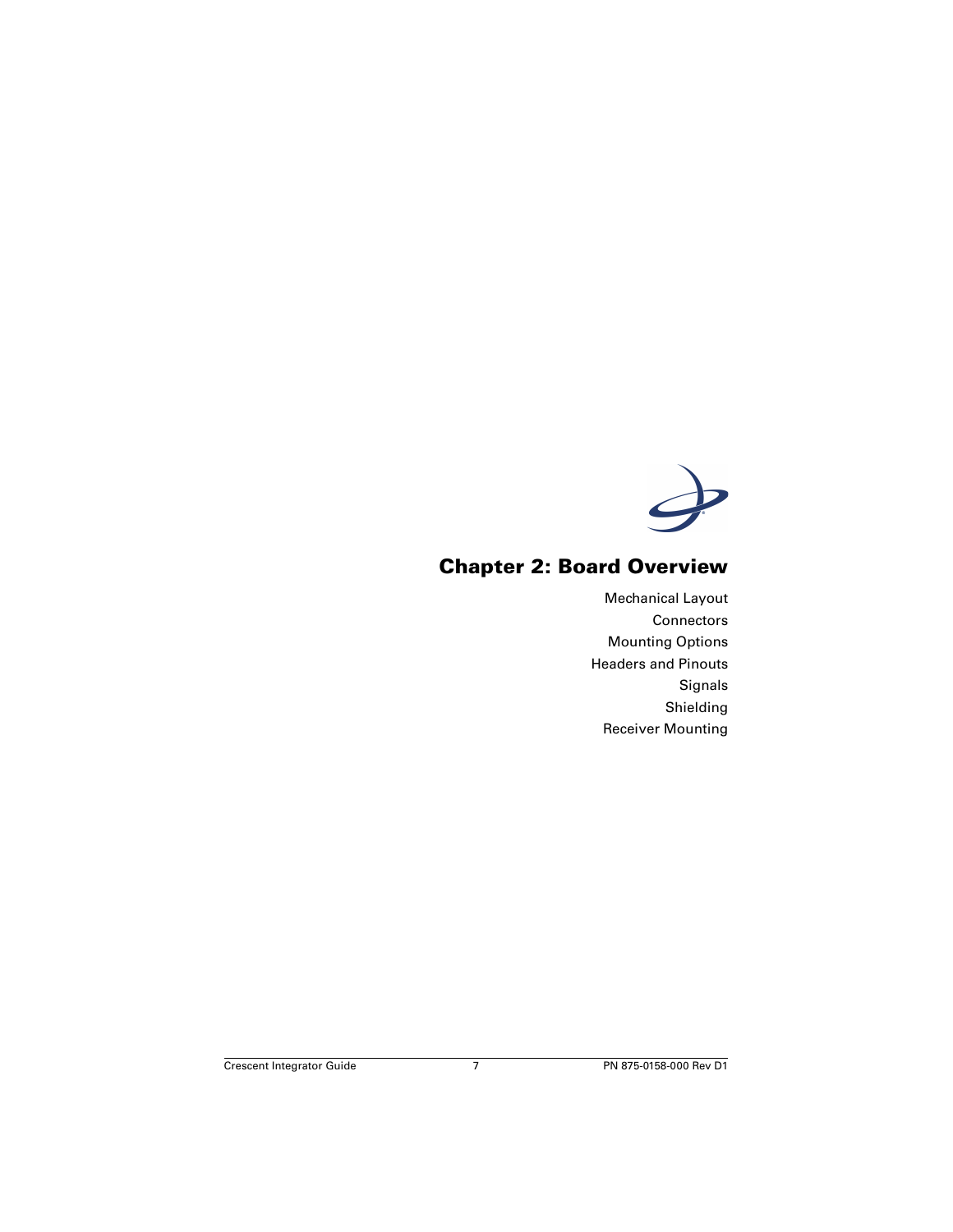# Chapter 2: Board Overview

Mechanical Layout

Connectors

Mounting Options

Headers and Pinouts

Signals

Shielding

Receiver Mounting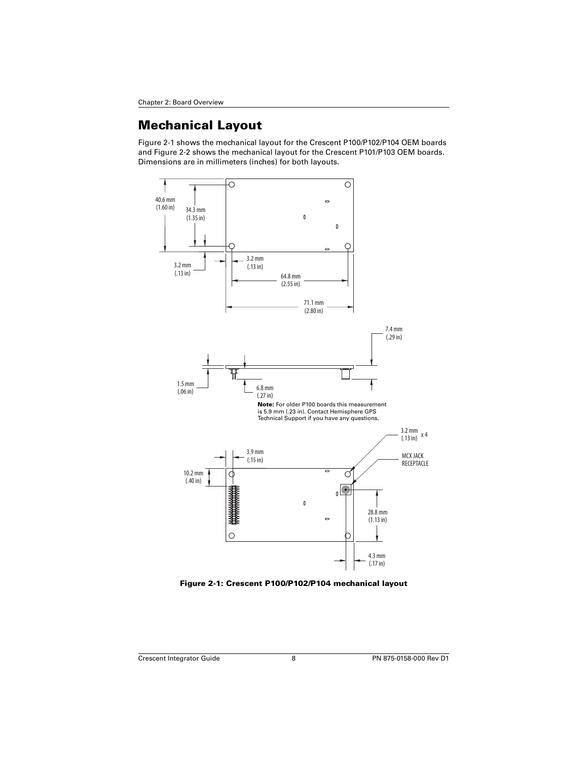## Mechanical Layout

Figure 2-1 shows the mechanical layout for the Crescent P100/P102/P104 OEM boards and Figure 2-2 shows the mechanical layout for the Crescent P101/P103 OEM boards. Dimensions are in millimeters (inches) for both layouts.

40.6 mm (1.60 in)

34.3 mm (1.35 in)

3.2 mm (.13 in)

3.2 mm (.13 in)

64.8 mm (2.55 in)

71.1 mm (2.80 in)

7.4 mm (.29 in)

1.5 mm (.06 in)

6.8 mm (.27 in)

**Note:** For older P100 boards this measurement is 5.9 mm (.23 in). Contact Hemisphere GPS Technical Support if you have any questions.

3.2 mm (.13 in) x 4

MCX JACK RECEPTACLE

3.9 mm (.15 in)

10.2 mm (.40 in)

28.8 mm (1.13 in)

4.3 mm (.17 in)

**Figure 2-1: Crescent P100/P102/P104 mechanical layout**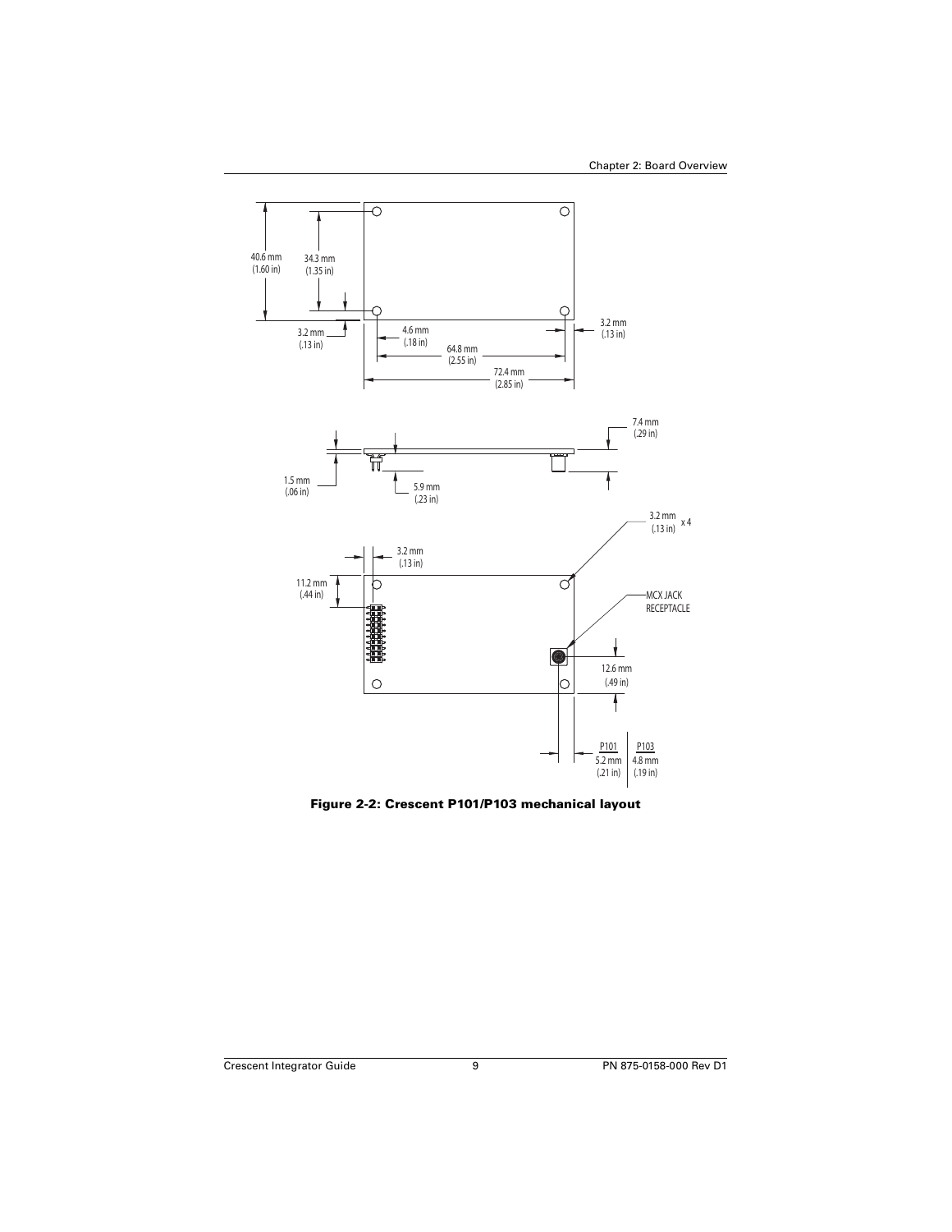40.6 mm
(1.60 in)

34.3 mm
(1.35 in)

3.2 mm
(.13 in)

4.6 mm
(.18 in)

64.8 mm
(2.55 in)

72.4 mm
(2.85 in)

3.2 mm
(.13 in)

7.4 mm
(.29 in)

1.5 mm
(.06 in)

5.9 mm
(.23 in)

3.2 mm
(.13 in) x 4

3.2 mm
(.13 in)

11.2 mm
(.44 in)

MCX JACK
RECEPTACLE

12.6 mm
(.49 in)

| P101 | P103 |
|---|---|
| 5.2 mm (.21 in) | 4.8 mm (.19 in) |

**Figure 2-2: Crescent P101/P103 mechanical layout**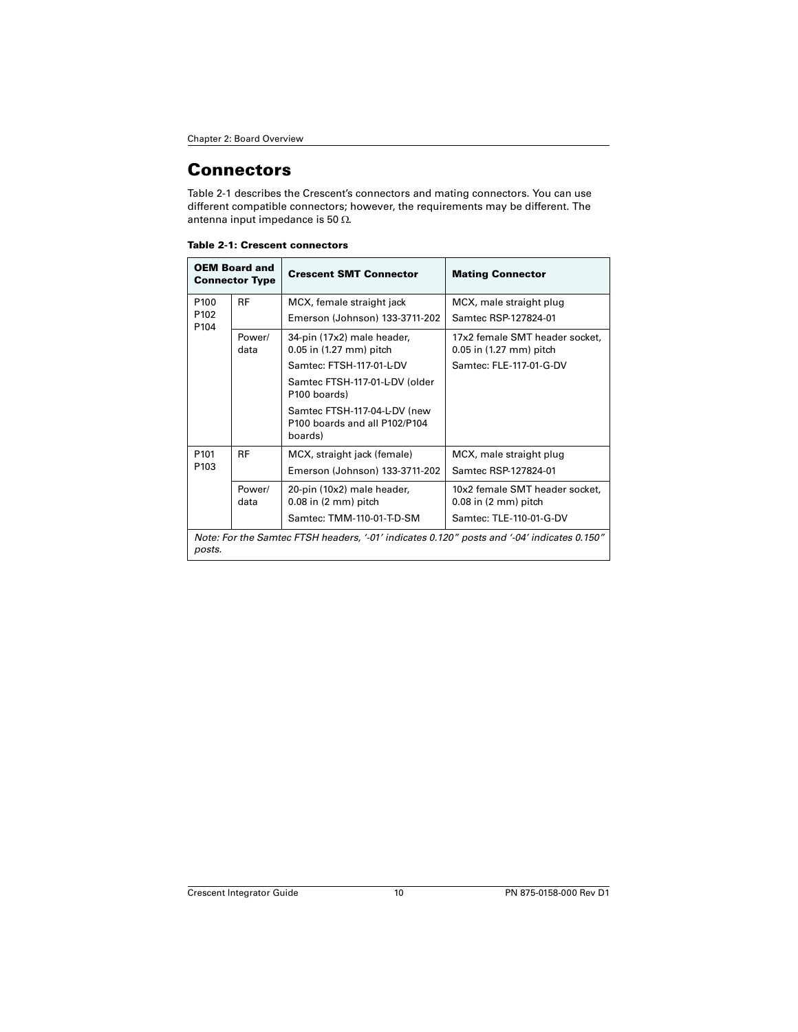## Connectors

Table 2-1 describes the Crescent's connectors and mating connectors. You can use different compatible connectors; however, the requirements may be different. The antenna input impedance is 50 Ω.

**Table 2-1: Crescent connectors**

| OEM Board and Connector Type | | Crescent SMT Connector | Mating Connector |
|---|---|---|---|
| P100<br>P102<br>P104 | RF | MCX, female straight jack<br>Emerson (Johnson) 133-3711-202 | MCX, male straight plug<br>Samtec RSP-127824-01 |
| | Power/ data | 34-pin (17x2) male header, 0.05 in (1.27 mm) pitch<br>Samtec: FTSH-117-01-L-DV<br>Samtec FTSH-117-01-L-DV (older P100 boards)<br>Samtec FTSH-117-04-L-DV (new P100 boards and all P102/P104 boards) | 17x2 female SMT header socket, 0.05 in (1.27 mm) pitch<br>Samtec: FLE-117-01-G-DV |
| P101<br>P103 | RF | MCX, straight jack (female)<br>Emerson (Johnson) 133-3711-202 | MCX, male straight plug<br>Samtec RSP-127824-01 |
| | Power/ data | 20-pin (10x2) male header, 0.08 in (2 mm) pitch<br>Samtec: TMM-110-01-T-D-SM | 10x2 female SMT header socket, 0.08 in (2 mm) pitch<br>Samtec: TLE-110-01-G-DV |

*Note: For the Samtec FTSH headers, '-01' indicates 0.120" posts and '-04' indicates 0.150" posts.*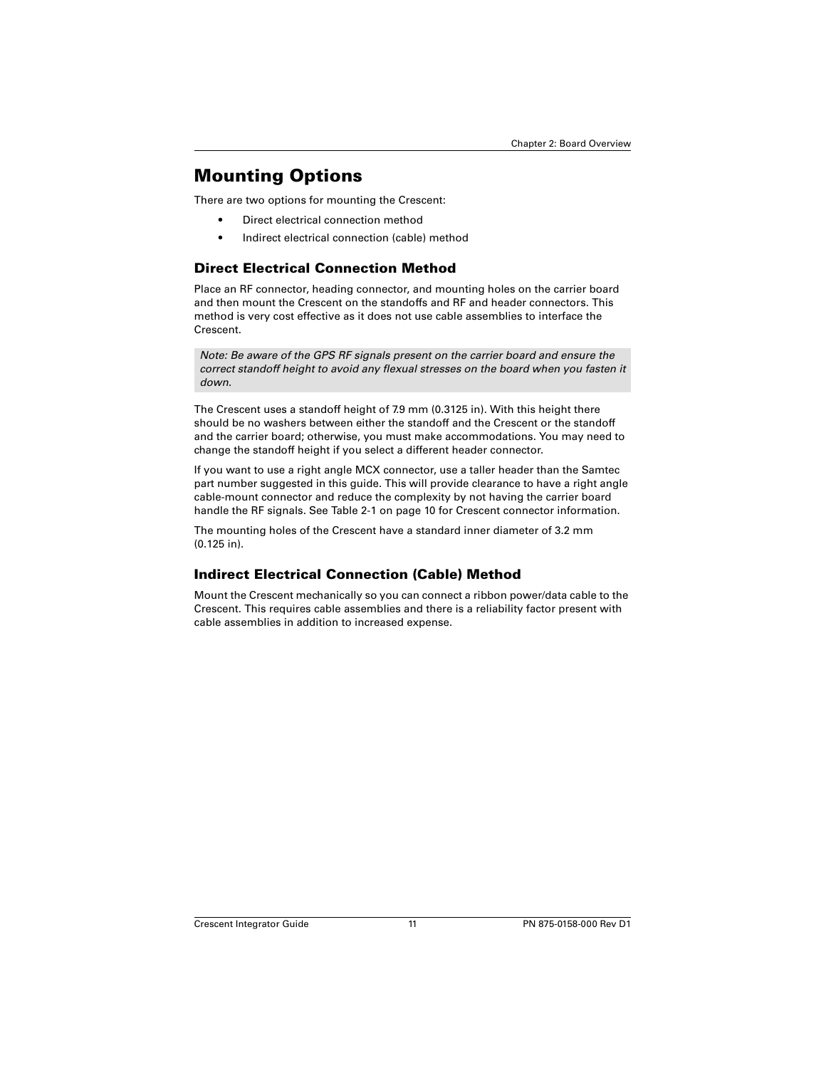## Mounting Options

There are two options for mounting the Crescent:

- Direct electrical connection method
- Indirect electrical connection (cable) method

### Direct Electrical Connection Method

Place an RF connector, heading connector, and mounting holes on the carrier board and then mount the Crescent on the standoffs and RF and header connectors. This method is very cost effective as it does not use cable assemblies to interface the Crescent.

*Note: Be aware of the GPS RF signals present on the carrier board and ensure the correct standoff height to avoid any flexual stresses on the board when you fasten it down.*

The Crescent uses a standoff height of 7.9 mm (0.3125 in). With this height there should be no washers between either the standoff and the Crescent or the standoff and the carrier board; otherwise, you must make accommodations. You may need to change the standoff height if you select a different header connector.

If you want to use a right angle MCX connector, use a taller header than the Samtec part number suggested in this guide. This will provide clearance to have a right angle cable-mount connector and reduce the complexity by not having the carrier board handle the RF signals. See Table 2-1 on page 10 for Crescent connector information.

The mounting holes of the Crescent have a standard inner diameter of 3.2 mm (0.125 in).

### Indirect Electrical Connection (Cable) Method

Mount the Crescent mechanically so you can connect a ribbon power/data cable to the Crescent. This requires cable assemblies and there is a reliability factor present with cable assemblies in addition to increased expense.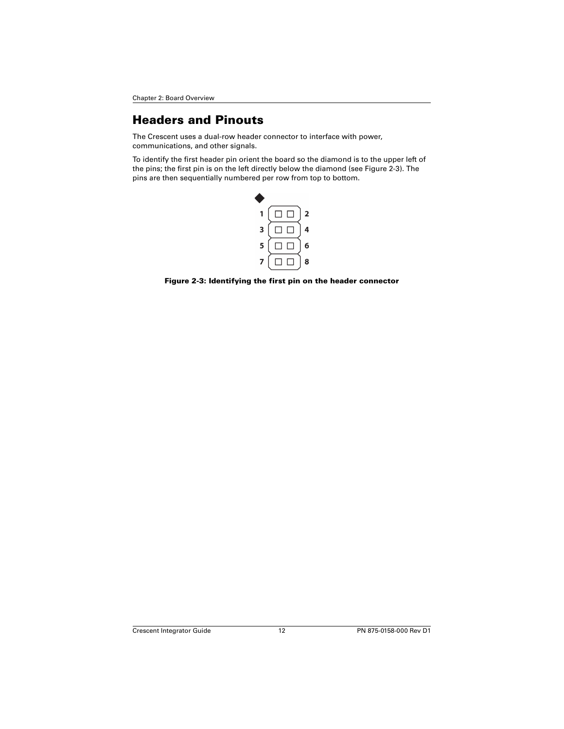# Headers and Pinouts

The Crescent uses a dual-row header connector to interface with power, communications, and other signals.

To identify the first header pin orient the board so the diamond is to the upper left of the pins; the first pin is on the left directly below the diamond (see Figure 2-3). The pins are then sequentially numbered per row from top to bottom.

**Figure 2-3: Identifying the first pin on the header connector**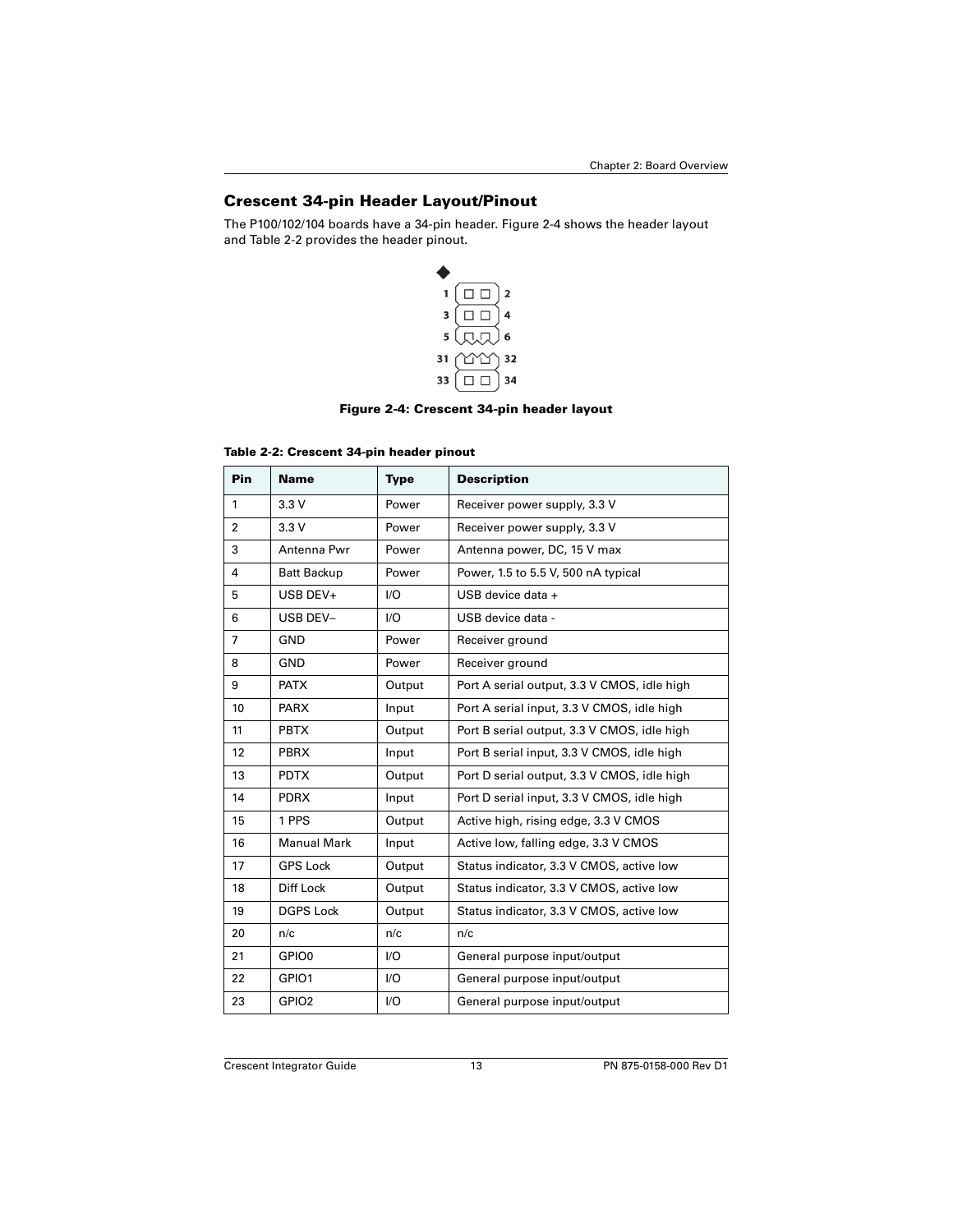## Crescent 34-pin Header Layout/Pinout

The P100/102/104 boards have a 34-pin header. Figure 2-4 shows the header layout and Table 2-2 provides the header pinout.

**Figure 2-4: Crescent 34-pin header layout**

**Table 2-2: Crescent 34-pin header pinout**

| Pin | Name | Type | Description |
|---|---|---|---|
| 1 | 3.3 V | Power | Receiver power supply, 3.3 V |
| 2 | 3.3 V | Power | Receiver power supply, 3.3 V |
| 3 | Antenna Pwr | Power | Antenna power, DC, 15 V max |
| 4 | Batt Backup | Power | Power, 1.5 to 5.5 V, 500 nA typical |
| 5 | USB DEV+ | I/O | USB device data + |
| 6 | USB DEV– | I/O | USB device data - |
| 7 | GND | Power | Receiver ground |
| 8 | GND | Power | Receiver ground |
| 9 | PATX | Output | Port A serial output, 3.3 V CMOS, idle high |
| 10 | PARX | Input | Port A serial input, 3.3 V CMOS, idle high |
| 11 | PBTX | Output | Port B serial output, 3.3 V CMOS, idle high |
| 12 | PBRX | Input | Port B serial input, 3.3 V CMOS, idle high |
| 13 | PDTX | Output | Port D serial output, 3.3 V CMOS, idle high |
| 14 | PDRX | Input | Port D serial input, 3.3 V CMOS, idle high |
| 15 | 1 PPS | Output | Active high, rising edge, 3.3 V CMOS |
| 16 | Manual Mark | Input | Active low, falling edge, 3.3 V CMOS |
| 17 | GPS Lock | Output | Status indicator, 3.3 V CMOS, active low |
| 18 | Diff Lock | Output | Status indicator, 3.3 V CMOS, active low |
| 19 | DGPS Lock | Output | Status indicator, 3.3 V CMOS, active low |
| 20 | n/c | n/c | n/c |
| 21 | GPIO0 | I/O | General purpose input/output |
| 22 | GPIO1 | I/O | General purpose input/output |
| 23 | GPIO2 | I/O | General purpose input/output |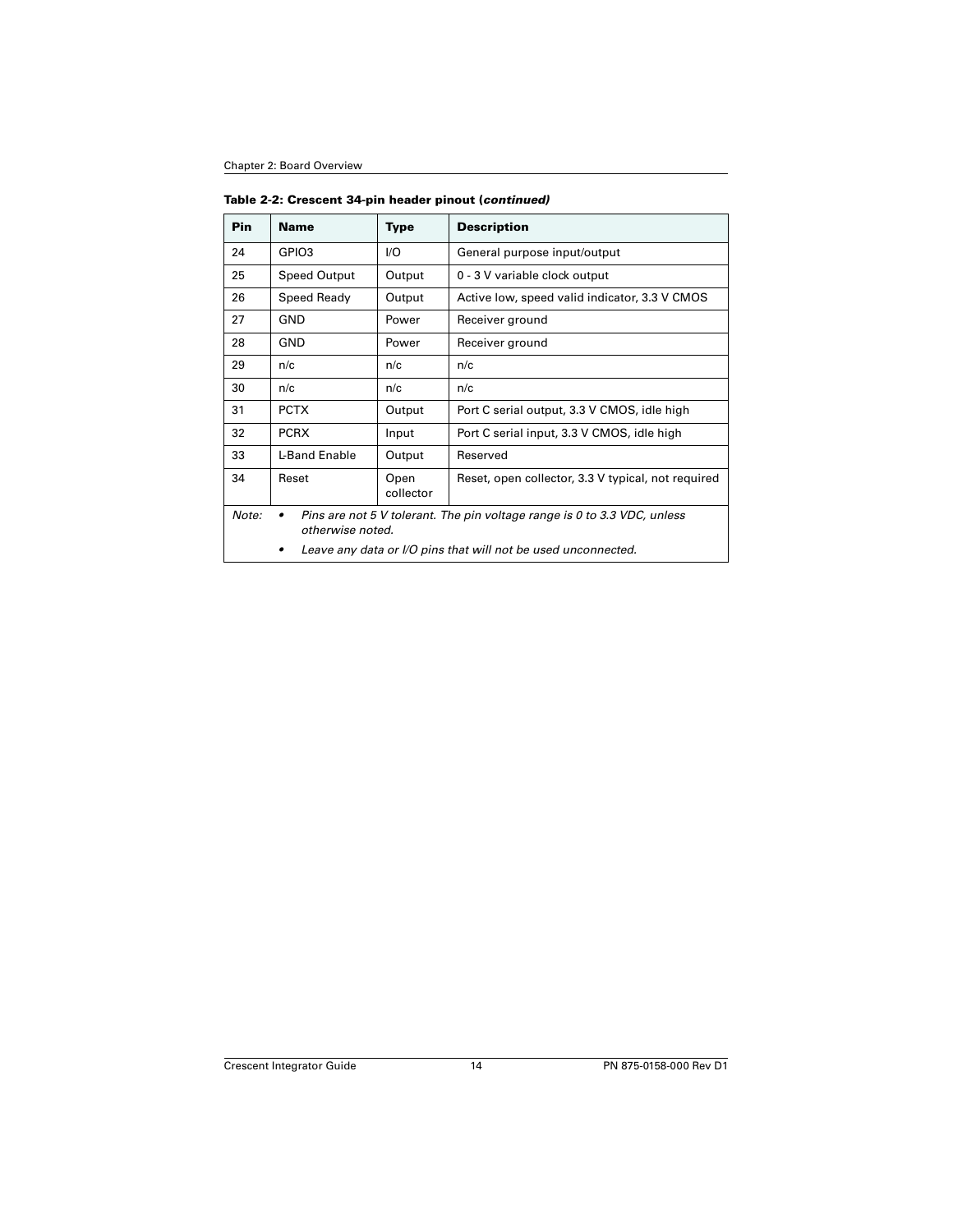**Table 2-2: Crescent 34-pin header pinout (*continued)***

| Pin | Name | Type | Description |
|---|---|---|---|
| 24 | GPIO3 | I/O | General purpose input/output |
| 25 | Speed Output | Output | 0 - 3 V variable clock output |
| 26 | Speed Ready | Output | Active low, speed valid indicator, 3.3 V CMOS |
| 27 | GND | Power | Receiver ground |
| 28 | GND | Power | Receiver ground |
| 29 | n/c | n/c | n/c |
| 30 | n/c | n/c | n/c |
| 31 | PCTX | Output | Port C serial output, 3.3 V CMOS, idle high |
| 32 | PCRX | Input | Port C serial input, 3.3 V CMOS, idle high |
| 33 | L-Band Enable | Output | Reserved |
| 34 | Reset | Open collector | Reset, open collector, 3.3 V typical, not required |

*Note:*
- *Pins are not 5 V tolerant. The pin voltage range is 0 to 3.3 VDC, unless otherwise noted.*
- *Leave any data or I/O pins that will not be used unconnected.*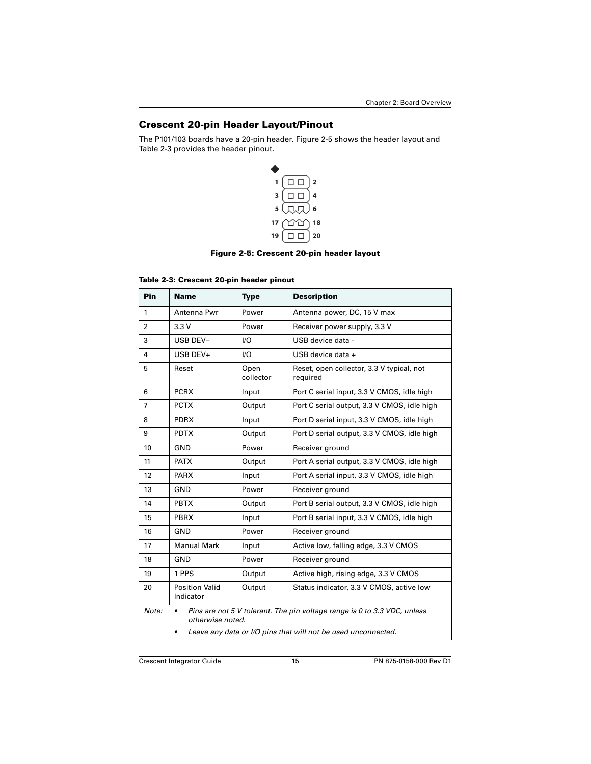## Crescent 20-pin Header Layout/Pinout

The P101/103 boards have a 20-pin header. Figure 2-5 shows the header layout and Table 2-3 provides the header pinout.

Figure 2-5: Crescent 20-pin header layout

**Table 2-3: Crescent 20-pin header pinout**

| Pin | Name | Type | Description |
|---|---|---|---|
| 1 | Antenna Pwr | Power | Antenna power, DC, 15 V max |
| 2 | 3.3 V | Power | Receiver power supply, 3.3 V |
| 3 | USB DEV– | I/O | USB device data - |
| 4 | USB DEV+ | I/O | USB device data + |
| 5 | Reset | Open collector | Reset, open collector, 3.3 V typical, not required |
| 6 | PCRX | Input | Port C serial input, 3.3 V CMOS, idle high |
| 7 | PCTX | Output | Port C serial output, 3.3 V CMOS, idle high |
| 8 | PDRX | Input | Port D serial input, 3.3 V CMOS, idle high |
| 9 | PDTX | Output | Port D serial output, 3.3 V CMOS, idle high |
| 10 | GND | Power | Receiver ground |
| 11 | PATX | Output | Port A serial output, 3.3 V CMOS, idle high |
| 12 | PARX | Input | Port A serial input, 3.3 V CMOS, idle high |
| 13 | GND | Power | Receiver ground |
| 14 | PBTX | Output | Port B serial output, 3.3 V CMOS, idle high |
| 15 | PBRX | Input | Port B serial input, 3.3 V CMOS, idle high |
| 16 | GND | Power | Receiver ground |
| 17 | Manual Mark | Input | Active low, falling edge, 3.3 V CMOS |
| 18 | GND | Power | Receiver ground |
| 19 | 1 PPS | Output | Active high, rising edge, 3.3 V CMOS |
| 20 | Position Valid Indicator | Output | Status indicator, 3.3 V CMOS, active low |

*Note:*
- *Pins are not 5 V tolerant. The pin voltage range is 0 to 3.3 VDC, unless otherwise noted.*
- *Leave any data or I/O pins that will not be used unconnected.*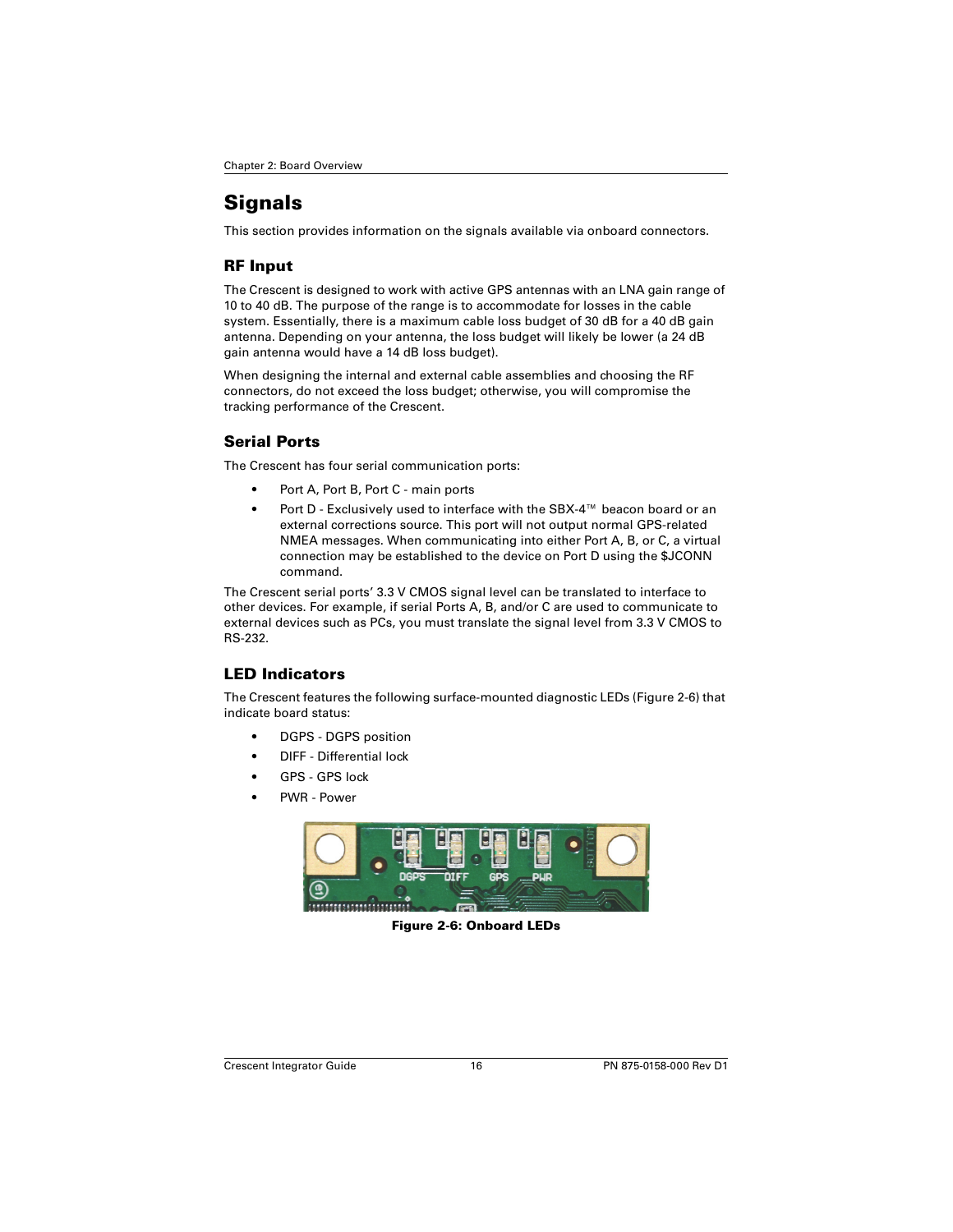# Signals

This section provides information on the signals available via onboard connectors.

## RF Input

The Crescent is designed to work with active GPS antennas with an LNA gain range of 10 to 40 dB. The purpose of the range is to accommodate for losses in the cable system. Essentially, there is a maximum cable loss budget of 30 dB for a 40 dB gain antenna. Depending on your antenna, the loss budget will likely be lower (a 24 dB gain antenna would have a 14 dB loss budget).

When designing the internal and external cable assemblies and choosing the RF connectors, do not exceed the loss budget; otherwise, you will compromise the tracking performance of the Crescent.

## Serial Ports

The Crescent has four serial communication ports:

- Port A, Port B, Port C - main ports
- Port D - Exclusively used to interface with the SBX-4™ beacon board or an external corrections source. This port will not output normal GPS-related NMEA messages. When communicating into either Port A, B, or C, a virtual connection may be established to the device on Port D using the $JCONN command.

The Crescent serial ports' 3.3 V CMOS signal level can be translated to interface to other devices. For example, if serial Ports A, B, and/or C are used to communicate to external devices such as PCs, you must translate the signal level from 3.3 V CMOS to RS-232.

## LED Indicators

The Crescent features the following surface-mounted diagnostic LEDs (Figure 2-6) that indicate board status:

- DGPS - DGPS position
- DIFF - Differential lock
- GPS - GPS lock
- PWR - Power

**Figure 2-6: Onboard LEDs**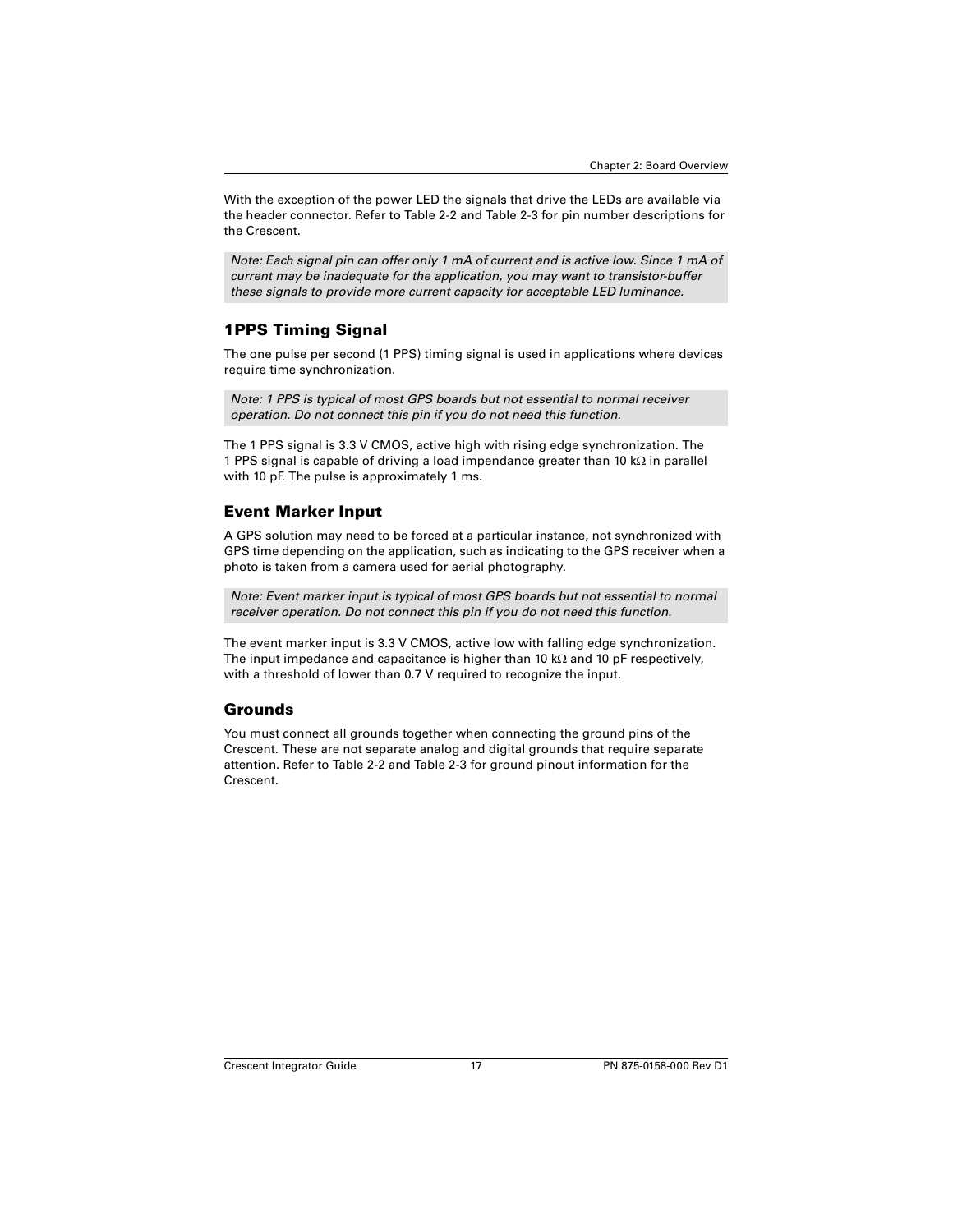With the exception of the power LED the signals that drive the LEDs are available via the header connector. Refer to Table 2-2 and Table 2-3 for pin number descriptions for the Crescent.

*Note: Each signal pin can offer only 1 mA of current and is active low. Since 1 mA of current may be inadequate for the application, you may want to transistor-buffer these signals to provide more current capacity for acceptable LED luminance.*

## 1PPS Timing Signal

The one pulse per second (1 PPS) timing signal is used in applications where devices require time synchronization.

*Note: 1 PPS is typical of most GPS boards but not essential to normal receiver operation. Do not connect this pin if you do not need this function.*

The 1 PPS signal is 3.3 V CMOS, active high with rising edge synchronization. The 1 PPS signal is capable of driving a load impendance greater than 10 kΩ in parallel with 10 pF. The pulse is approximately 1 ms.

## Event Marker Input

A GPS solution may need to be forced at a particular instance, not synchronized with GPS time depending on the application, such as indicating to the GPS receiver when a photo is taken from a camera used for aerial photography.

*Note: Event marker input is typical of most GPS boards but not essential to normal receiver operation. Do not connect this pin if you do not need this function.*

The event marker input is 3.3 V CMOS, active low with falling edge synchronization. The input impedance and capacitance is higher than 10 kΩ and 10 pF respectively, with a threshold of lower than 0.7 V required to recognize the input.

## Grounds

You must connect all grounds together when connecting the ground pins of the Crescent. These are not separate analog and digital grounds that require separate attention. Refer to Table 2-2 and Table 2-3 for ground pinout information for the Crescent.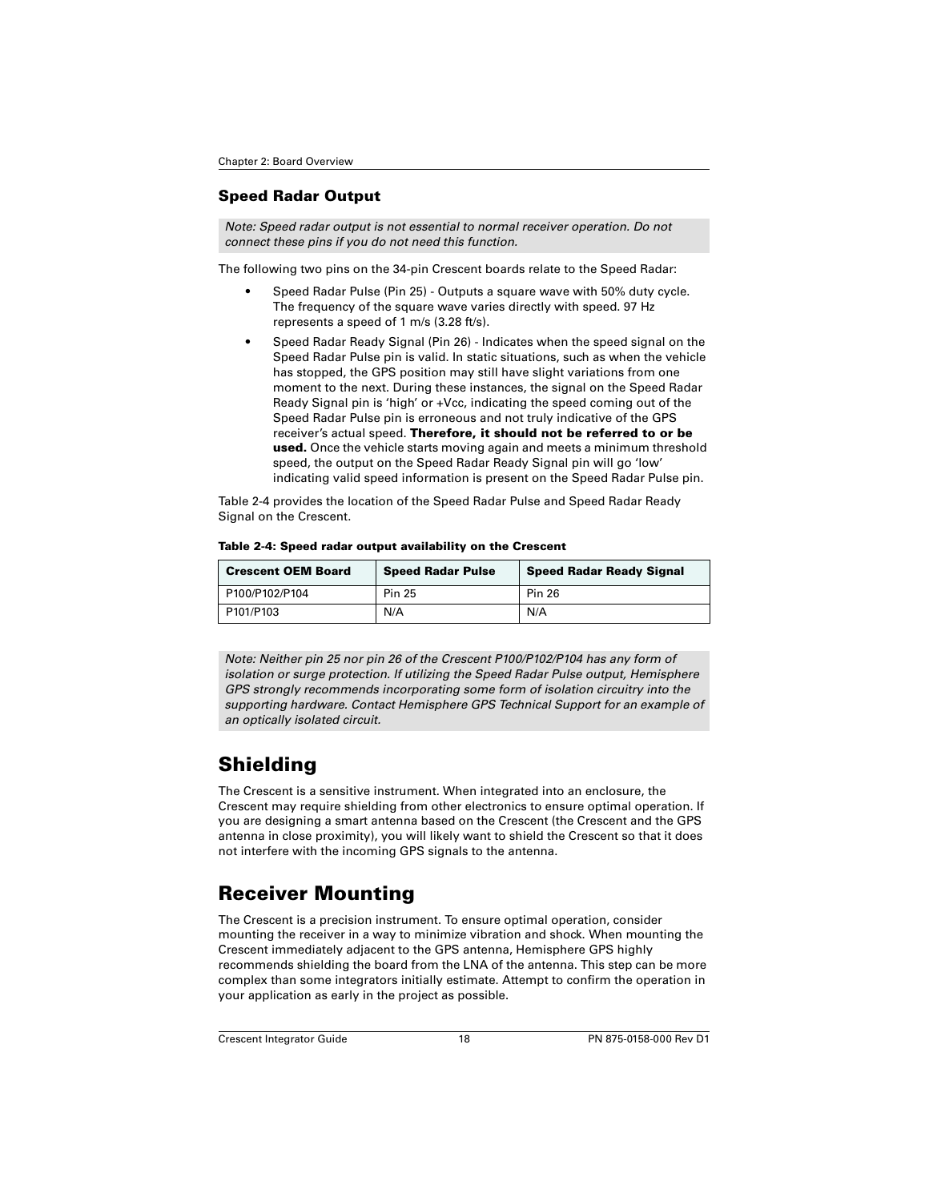### Speed Radar Output

*Note: Speed radar output is not essential to normal receiver operation. Do not connect these pins if you do not need this function.*

The following two pins on the 34-pin Crescent boards relate to the Speed Radar:

- Speed Radar Pulse (Pin 25) - Outputs a square wave with 50% duty cycle. The frequency of the square wave varies directly with speed. 97 Hz represents a speed of 1 m/s (3.28 ft/s).
- Speed Radar Ready Signal (Pin 26) - Indicates when the speed signal on the Speed Radar Pulse pin is valid. In static situations, such as when the vehicle has stopped, the GPS position may still have slight variations from one moment to the next. During these instances, the signal on the Speed Radar Ready Signal pin is 'high' or +Vcc, indicating the speed coming out of the Speed Radar Pulse pin is erroneous and not truly indicative of the GPS receiver's actual speed. **Therefore, it should not be referred to or be used.** Once the vehicle starts moving again and meets a minimum threshold speed, the output on the Speed Radar Ready Signal pin will go 'low' indicating valid speed information is present on the Speed Radar Pulse pin.

Table 2-4 provides the location of the Speed Radar Pulse and Speed Radar Ready Signal on the Crescent.

**Table 2-4: Speed radar output availability on the Crescent**

| Crescent OEM Board | Speed Radar Pulse | Speed Radar Ready Signal |
|---|---|---|
| P100/P102/P104 | Pin 25 | Pin 26 |
| P101/P103 | N/A | N/A |

*Note: Neither pin 25 nor pin 26 of the Crescent P100/P102/P104 has any form of isolation or surge protection. If utilizing the Speed Radar Pulse output, Hemisphere GPS strongly recommends incorporating some form of isolation circuitry into the supporting hardware. Contact Hemisphere GPS Technical Support for an example of an optically isolated circuit.*

## Shielding

The Crescent is a sensitive instrument. When integrated into an enclosure, the Crescent may require shielding from other electronics to ensure optimal operation. If you are designing a smart antenna based on the Crescent (the Crescent and the GPS antenna in close proximity), you will likely want to shield the Crescent so that it does not interfere with the incoming GPS signals to the antenna.

## Receiver Mounting

The Crescent is a precision instrument. To ensure optimal operation, consider mounting the receiver in a way to minimize vibration and shock. When mounting the Crescent immediately adjacent to the GPS antenna, Hemisphere GPS highly recommends shielding the board from the LNA of the antenna. This step can be more complex than some integrators initially estimate. Attempt to confirm the operation in your application as early in the project as possible.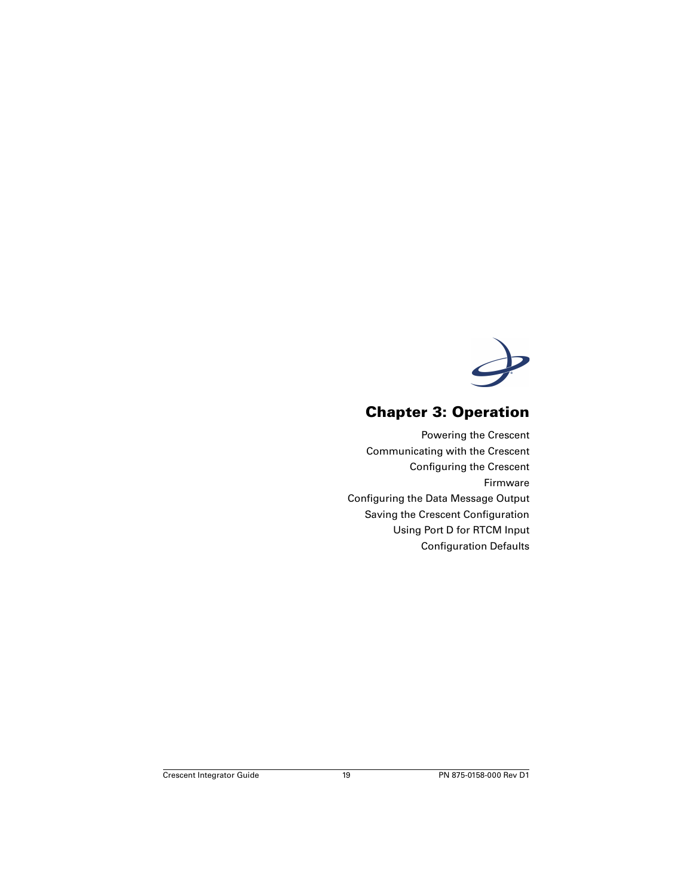# Chapter 3: Operation

Powering the Crescent
Communicating with the Crescent
Configuring the Crescent
Firmware
Configuring the Data Message Output
Saving the Crescent Configuration
Using Port D for RTCM Input
Configuration Defaults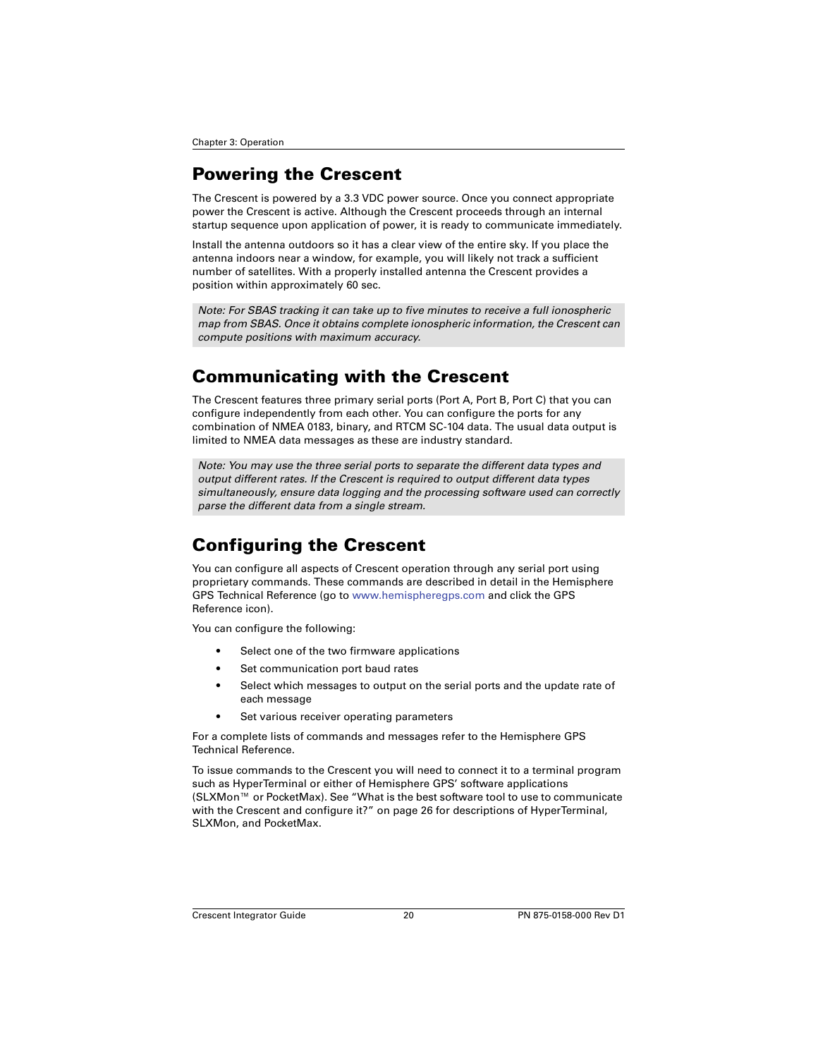## Powering the Crescent

The Crescent is powered by a 3.3 VDC power source. Once you connect appropriate power the Crescent is active. Although the Crescent proceeds through an internal startup sequence upon application of power, it is ready to communicate immediately.

Install the antenna outdoors so it has a clear view of the entire sky. If you place the antenna indoors near a window, for example, you will likely not track a sufficient number of satellites. With a properly installed antenna the Crescent provides a position within approximately 60 sec.

*Note: For SBAS tracking it can take up to five minutes to receive a full ionospheric map from SBAS. Once it obtains complete ionospheric information, the Crescent can compute positions with maximum accuracy.*

## Communicating with the Crescent

The Crescent features three primary serial ports (Port A, Port B, Port C) that you can configure independently from each other. You can configure the ports for any combination of NMEA 0183, binary, and RTCM SC-104 data. The usual data output is limited to NMEA data messages as these are industry standard.

*Note: You may use the three serial ports to separate the different data types and output different rates. If the Crescent is required to output different data types simultaneously, ensure data logging and the processing software used can correctly parse the different data from a single stream.*

## Configuring the Crescent

You can configure all aspects of Crescent operation through any serial port using proprietary commands. These commands are described in detail in the Hemisphere GPS Technical Reference (go to www.hemispheregps.com and click the GPS Reference icon).

You can configure the following:

- Select one of the two firmware applications
- Set communication port baud rates
- Select which messages to output on the serial ports and the update rate of each message
- Set various receiver operating parameters

For a complete lists of commands and messages refer to the Hemisphere GPS Technical Reference.

To issue commands to the Crescent you will need to connect it to a terminal program such as HyperTerminal or either of Hemisphere GPS' software applications (SLXMon™ or PocketMax). See "What is the best software tool to use to communicate with the Crescent and configure it?" on page 26 for descriptions of HyperTerminal, SLXMon, and PocketMax.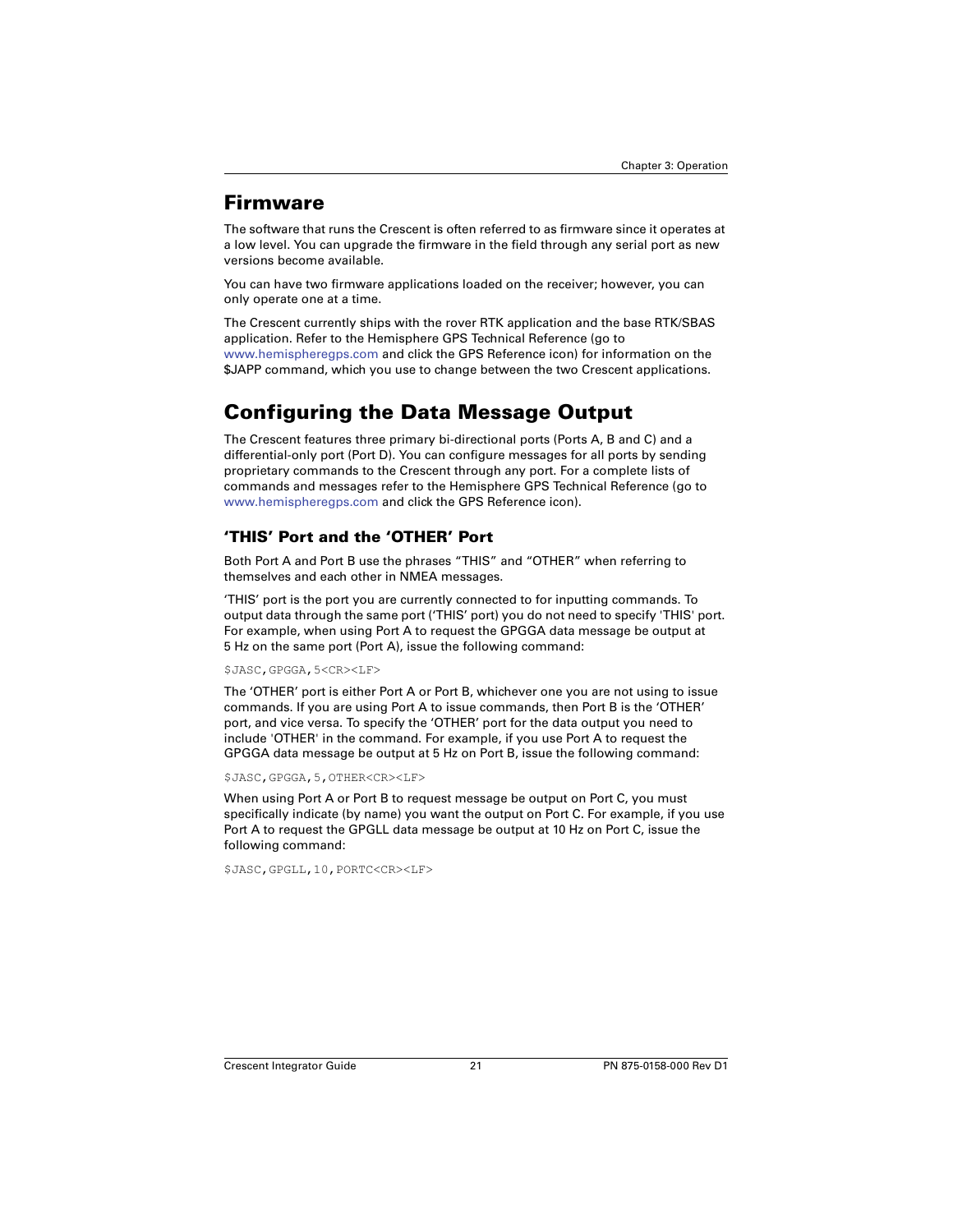## Firmware

The software that runs the Crescent is often referred to as firmware since it operates at a low level. You can upgrade the firmware in the field through any serial port as new versions become available.

You can have two firmware applications loaded on the receiver; however, you can only operate one at a time.

The Crescent currently ships with the rover RTK application and the base RTK/SBAS application. Refer to the Hemisphere GPS Technical Reference (go to www.hemispheregps.com and click the GPS Reference icon) for information on the $JAPP command, which you use to change between the two Crescent applications.

## Configuring the Data Message Output

The Crescent features three primary bi-directional ports (Ports A, B and C) and a differential-only port (Port D). You can configure messages for all ports by sending proprietary commands to the Crescent through any port. For a complete lists of commands and messages refer to the Hemisphere GPS Technical Reference (go to www.hemispheregps.com and click the GPS Reference icon).

### 'THIS' Port and the 'OTHER' Port

Both Port A and Port B use the phrases "THIS" and "OTHER" when referring to themselves and each other in NMEA messages.

'THIS' port is the port you are currently connected to for inputting commands. To output data through the same port ('THIS' port) you do not need to specify 'THIS' port. For example, when using Port A to request the GPGGA data message be output at 5 Hz on the same port (Port A), issue the following command:

```
$JASC,GPGGA,5<CR><LF>
```

The 'OTHER' port is either Port A or Port B, whichever one you are not using to issue commands. If you are using Port A to issue commands, then Port B is the 'OTHER' port, and vice versa. To specify the 'OTHER' port for the data output you need to include 'OTHER' in the command. For example, if you use Port A to request the GPGGA data message be output at 5 Hz on Port B, issue the following command:

```
$JASC,GPGGA,5,OTHER<CR><LF>
```

When using Port A or Port B to request message be output on Port C, you must specifically indicate (by name) you want the output on Port C. For example, if you use Port A to request the GPGLL data message be output at 10 Hz on Port C, issue the following command:

```
$JASC,GPGLL,10,PORTC<CR><LF>
```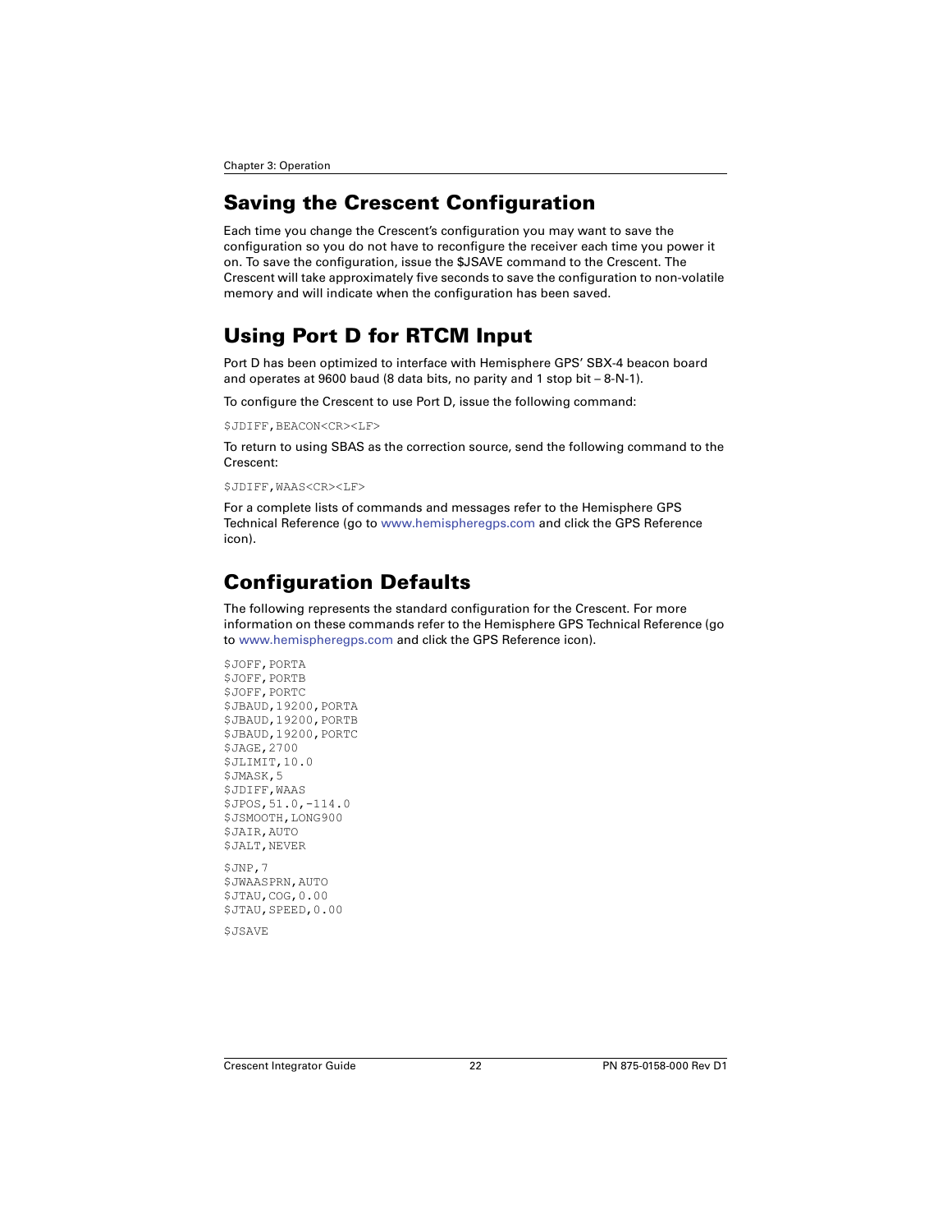## Saving the Crescent Configuration

Each time you change the Crescent's configuration you may want to save the configuration so you do not have to reconfigure the receiver each time you power it on. To save the configuration, issue the $JSAVE command to the Crescent. The Crescent will take approximately five seconds to save the configuration to non-volatile memory and will indicate when the configuration has been saved.

## Using Port D for RTCM Input

Port D has been optimized to interface with Hemisphere GPS' SBX-4 beacon board and operates at 9600 baud (8 data bits, no parity and 1 stop bit – 8-N-1).

To configure the Crescent to use Port D, issue the following command:

```
$JDIFF,BEACON<CR><LF>
```

To return to using SBAS as the correction source, send the following command to the Crescent:

```
$JDIFF,WAAS<CR><LF>
```

For a complete lists of commands and messages refer to the Hemisphere GPS Technical Reference (go to www.hemispheregps.com and click the GPS Reference icon).

## Configuration Defaults

The following represents the standard configuration for the Crescent. For more information on these commands refer to the Hemisphere GPS Technical Reference (go to www.hemispheregps.com and click the GPS Reference icon).

```
$JOFF,PORTA
$JOFF,PORTB
$JOFF,PORTC
$JBAUD,19200,PORTA
$JBAUD,19200,PORTB
$JBAUD,19200,PORTC
$JAGE,2700
$JLIMIT,10.0
$JMASK,5
$JDIFF,WAAS
$JPOS,51.0,-114.0
$JSMOOTH,LONG900
$JAIR,AUTO
$JALT,NEVER

$JNP,7
$JWAASPRN,AUTO
$JTAU,COG,0.00
$JTAU,SPEED,0.00

$JSAVE
```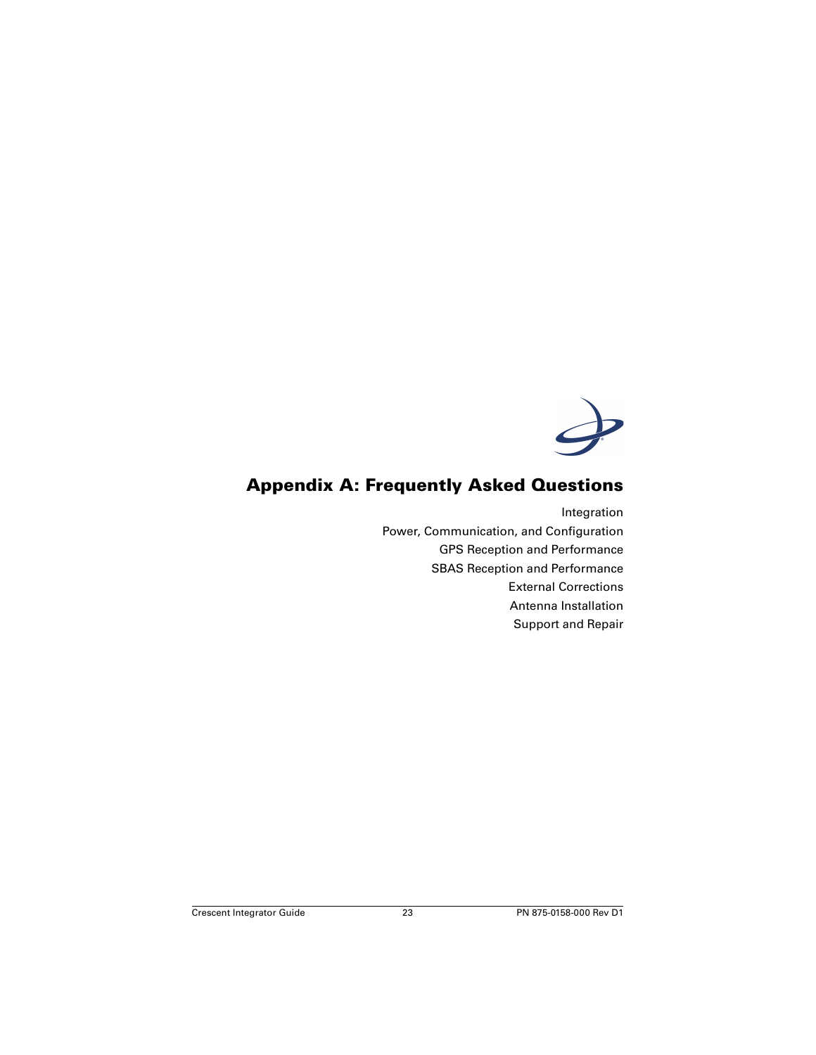# Appendix A: Frequently Asked Questions

Integration

Power, Communication, and Configuration

GPS Reception and Performance

SBAS Reception and Performance

External Corrections

Antenna Installation

Support and Repair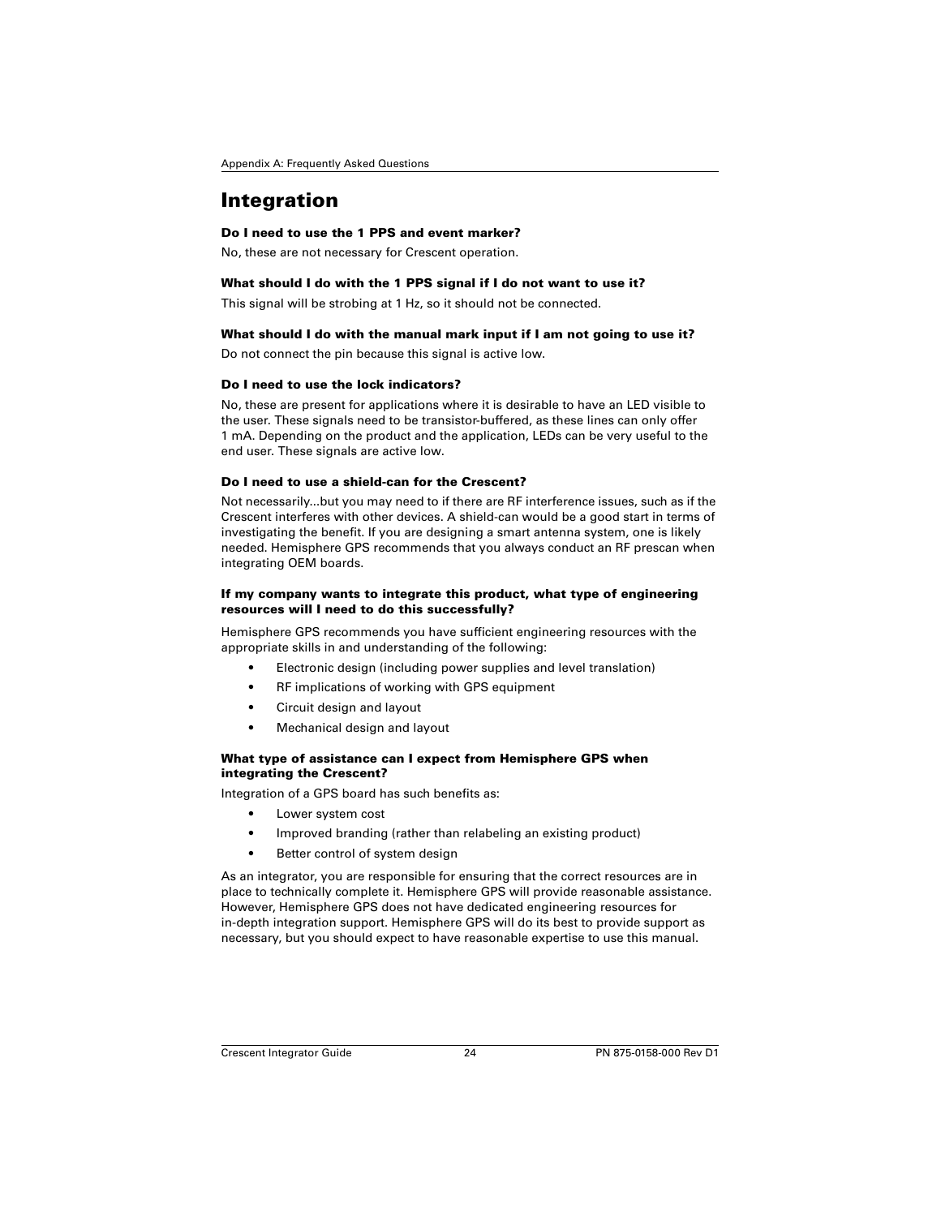## Integration

### Do I need to use the 1 PPS and event marker?

No, these are not necessary for Crescent operation.

### What should I do with the 1 PPS signal if I do not want to use it?

This signal will be strobing at 1 Hz, so it should not be connected.

### What should I do with the manual mark input if I am not going to use it?

Do not connect the pin because this signal is active low.

### Do I need to use the lock indicators?

No, these are present for applications where it is desirable to have an LED visible to the user. These signals need to be transistor-buffered, as these lines can only offer 1 mA. Depending on the product and the application, LEDs can be very useful to the end user. These signals are active low.

### Do I need to use a shield-can for the Crescent?

Not necessarily...but you may need to if there are RF interference issues, such as if the Crescent interferes with other devices. A shield-can would be a good start in terms of investigating the benefit. If you are designing a smart antenna system, one is likely needed. Hemisphere GPS recommends that you always conduct an RF prescan when integrating OEM boards.

### If my company wants to integrate this product, what type of engineering resources will I need to do this successfully?

Hemisphere GPS recommends you have sufficient engineering resources with the appropriate skills in and understanding of the following:

- Electronic design (including power supplies and level translation)
- RF implications of working with GPS equipment
- Circuit design and layout
- Mechanical design and layout

### What type of assistance can I expect from Hemisphere GPS when integrating the Crescent?

Integration of a GPS board has such benefits as:

- Lower system cost
- Improved branding (rather than relabeling an existing product)
- Better control of system design

As an integrator, you are responsible for ensuring that the correct resources are in place to technically complete it. Hemisphere GPS will provide reasonable assistance. However, Hemisphere GPS does not have dedicated engineering resources for in-depth integration support. Hemisphere GPS will do its best to provide support as necessary, but you should expect to have reasonable expertise to use this manual.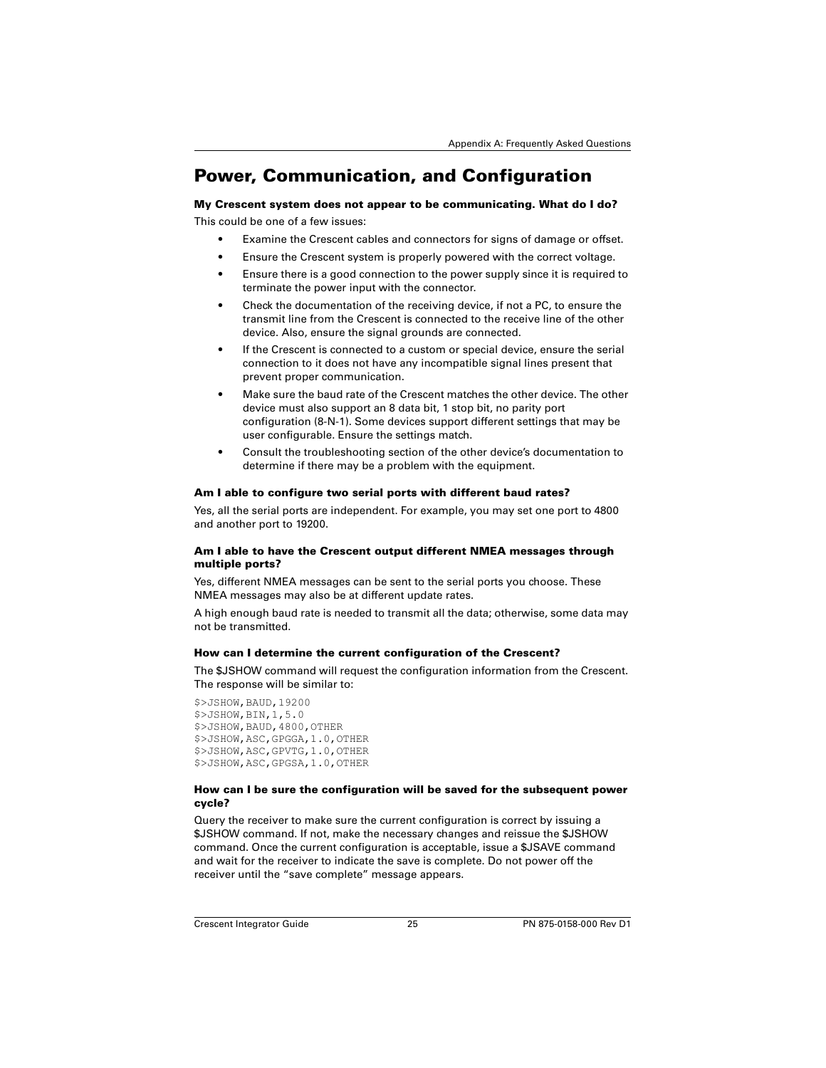## Power, Communication, and Configuration

**My Crescent system does not appear to be communicating. What do I do?**

This could be one of a few issues:

- Examine the Crescent cables and connectors for signs of damage or offset.
- Ensure the Crescent system is properly powered with the correct voltage.
- Ensure there is a good connection to the power supply since it is required to terminate the power input with the connector.
- Check the documentation of the receiving device, if not a PC, to ensure the transmit line from the Crescent is connected to the receive line of the other device. Also, ensure the signal grounds are connected.
- If the Crescent is connected to a custom or special device, ensure the serial connection to it does not have any incompatible signal lines present that prevent proper communication.
- Make sure the baud rate of the Crescent matches the other device. The other device must also support an 8 data bit, 1 stop bit, no parity port configuration (8-N-1). Some devices support different settings that may be user configurable. Ensure the settings match.
- Consult the troubleshooting section of the other device's documentation to determine if there may be a problem with the equipment.

**Am I able to configure two serial ports with different baud rates?**

Yes, all the serial ports are independent. For example, you may set one port to 4800 and another port to 19200.

**Am I able to have the Crescent output different NMEA messages through multiple ports?**

Yes, different NMEA messages can be sent to the serial ports you choose. These NMEA messages may also be at different update rates.

A high enough baud rate is needed to transmit all the data; otherwise, some data may not be transmitted.

**How can I determine the current configuration of the Crescent?**

The $JSHOW command will request the configuration information from the Crescent. The response will be similar to:

```
$>JSHOW,BAUD,19200
$>JSHOW,BIN,1,5.0
$>JSHOW,BAUD,4800,OTHER
$>JSHOW,ASC,GPGGA,1.0,OTHER
$>JSHOW,ASC,GPVTG,1.0,OTHER
$>JSHOW,ASC,GPGSA,1.0,OTHER
```

**How can I be sure the configuration will be saved for the subsequent power cycle?**

Query the receiver to make sure the current configuration is correct by issuing a $JSHOW command. If not, make the necessary changes and reissue the $JSHOW command. Once the current configuration is acceptable, issue a $JSAVE command and wait for the receiver to indicate the save is complete. Do not power off the receiver until the "save complete" message appears.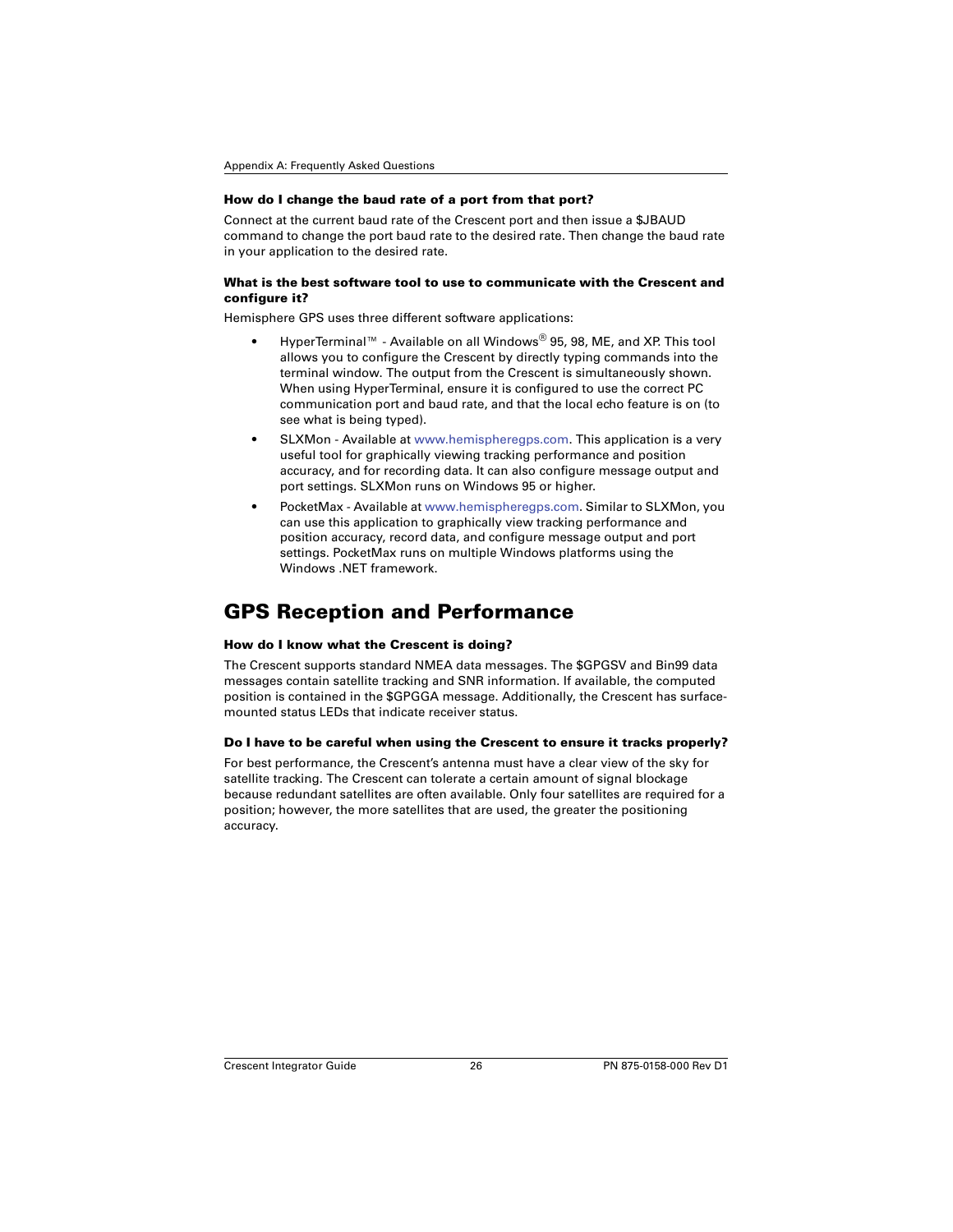**How do I change the baud rate of a port from that port?**

Connect at the current baud rate of the Crescent port and then issue a $JBAUD command to change the port baud rate to the desired rate. Then change the baud rate in your application to the desired rate.

**What is the best software tool to use to communicate with the Crescent and configure it?**

Hemisphere GPS uses three different software applications:

- HyperTerminal™ - Available on all Windows® 95, 98, ME, and XP. This tool allows you to configure the Crescent by directly typing commands into the terminal window. The output from the Crescent is simultaneously shown. When using HyperTerminal, ensure it is configured to use the correct PC communication port and baud rate, and that the local echo feature is on (to see what is being typed).
- SLXMon - Available at www.hemispheregps.com. This application is a very useful tool for graphically viewing tracking performance and position accuracy, and for recording data. It can also configure message output and port settings. SLXMon runs on Windows 95 or higher.
- PocketMax - Available at www.hemispheregps.com. Similar to SLXMon, you can use this application to graphically view tracking performance and position accuracy, record data, and configure message output and port settings. PocketMax runs on multiple Windows platforms using the Windows .NET framework.

## GPS Reception and Performance

**How do I know what the Crescent is doing?**

The Crescent supports standard NMEA data messages. The $GPGSV and Bin99 data messages contain satellite tracking and SNR information. If available, the computed position is contained in the $GPGGA message. Additionally, the Crescent has surface-mounted status LEDs that indicate receiver status.

**Do I have to be careful when using the Crescent to ensure it tracks properly?**

For best performance, the Crescent's antenna must have a clear view of the sky for satellite tracking. The Crescent can tolerate a certain amount of signal blockage because redundant satellites are often available. Only four satellites are required for a position; however, the more satellites that are used, the greater the positioning accuracy.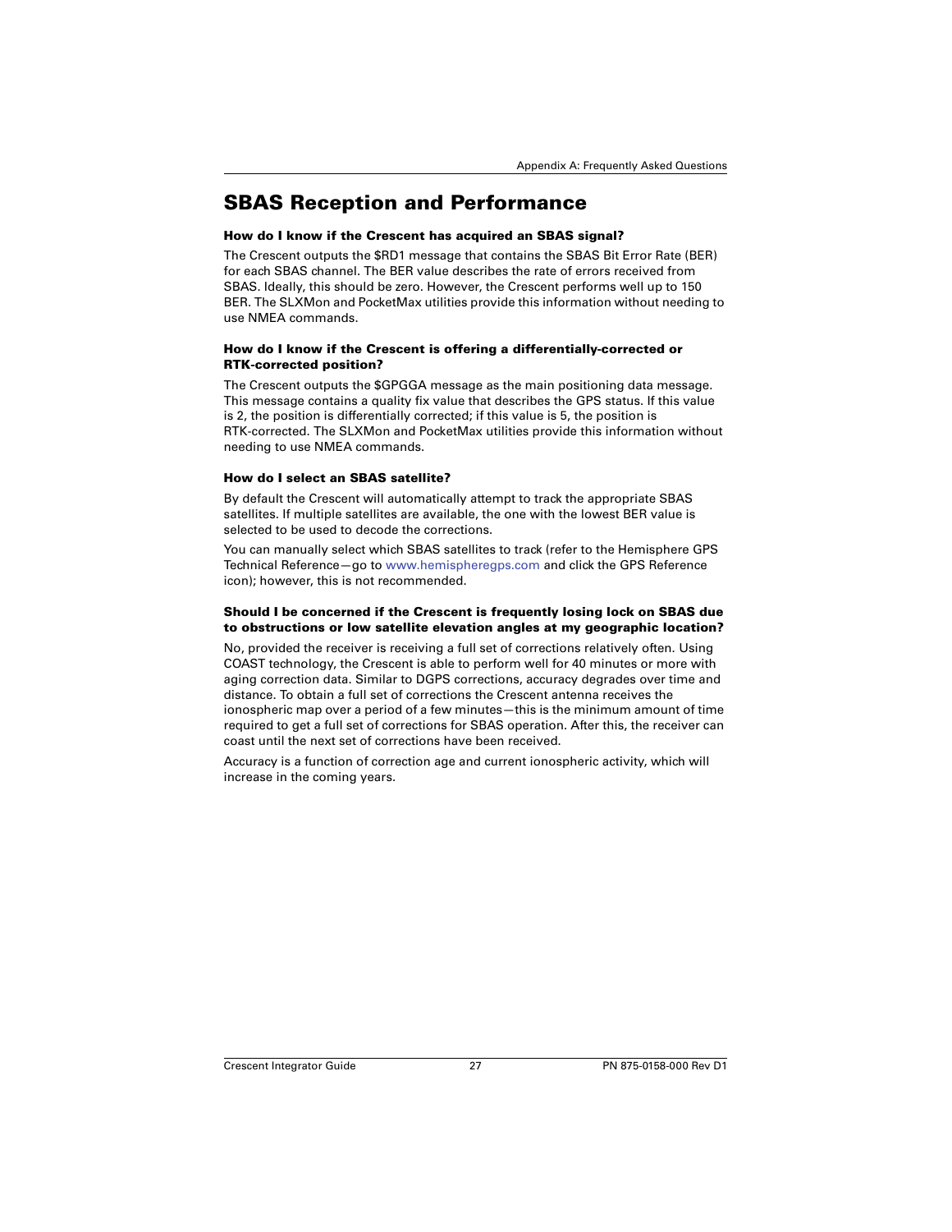## SBAS Reception and Performance

**How do I know if the Crescent has acquired an SBAS signal?**

The Crescent outputs the $RD1 message that contains the SBAS Bit Error Rate (BER) for each SBAS channel. The BER value describes the rate of errors received from SBAS. Ideally, this should be zero. However, the Crescent performs well up to 150 BER. The SLXMon and PocketMax utilities provide this information without needing to use NMEA commands.

**How do I know if the Crescent is offering a differentially-corrected or RTK-corrected position?**

The Crescent outputs the $GPGGA message as the main positioning data message. This message contains a quality fix value that describes the GPS status. If this value is 2, the position is differentially corrected; if this value is 5, the position is RTK-corrected. The SLXMon and PocketMax utilities provide this information without needing to use NMEA commands.

**How do I select an SBAS satellite?**

By default the Crescent will automatically attempt to track the appropriate SBAS satellites. If multiple satellites are available, the one with the lowest BER value is selected to be used to decode the corrections.

You can manually select which SBAS satellites to track (refer to the Hemisphere GPS Technical Reference—go to www.hemispheregps.com and click the GPS Reference icon); however, this is not recommended.

**Should I be concerned if the Crescent is frequently losing lock on SBAS due to obstructions or low satellite elevation angles at my geographic location?**

No, provided the receiver is receiving a full set of corrections relatively often. Using COAST technology, the Crescent is able to perform well for 40 minutes or more with aging correction data. Similar to DGPS corrections, accuracy degrades over time and distance. To obtain a full set of corrections the Crescent antenna receives the ionospheric map over a period of a few minutes—this is the minimum amount of time required to get a full set of corrections for SBAS operation. After this, the receiver can coast until the next set of corrections have been received.

Accuracy is a function of correction age and current ionospheric activity, which will increase in the coming years.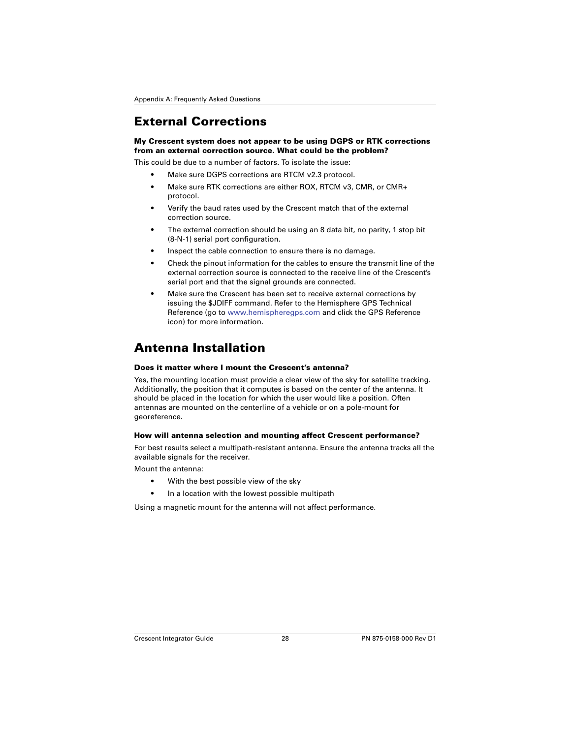## External Corrections

**My Crescent system does not appear to be using DGPS or RTK corrections from an external correction source. What could be the problem?**

This could be due to a number of factors. To isolate the issue:

- Make sure DGPS corrections are RTCM v2.3 protocol.
- Make sure RTK corrections are either ROX, RTCM v3, CMR, or CMR+ protocol.
- Verify the baud rates used by the Crescent match that of the external correction source.
- The external correction should be using an 8 data bit, no parity, 1 stop bit (8-N-1) serial port configuration.
- Inspect the cable connection to ensure there is no damage.
- Check the pinout information for the cables to ensure the transmit line of the external correction source is connected to the receive line of the Crescent's serial port and that the signal grounds are connected.
- Make sure the Crescent has been set to receive external corrections by issuing the $JDIFF command. Refer to the Hemisphere GPS Technical Reference (go to www.hemispheregps.com and click the GPS Reference icon) for more information.

## Antenna Installation

**Does it matter where I mount the Crescent's antenna?**

Yes, the mounting location must provide a clear view of the sky for satellite tracking. Additionally, the position that it computes is based on the center of the antenna. It should be placed in the location for which the user would like a position. Often antennas are mounted on the centerline of a vehicle or on a pole-mount for georeference.

**How will antenna selection and mounting affect Crescent performance?**

For best results select a multipath-resistant antenna. Ensure the antenna tracks all the available signals for the receiver.

Mount the antenna:

- With the best possible view of the sky
- In a location with the lowest possible multipath

Using a magnetic mount for the antenna will not affect performance.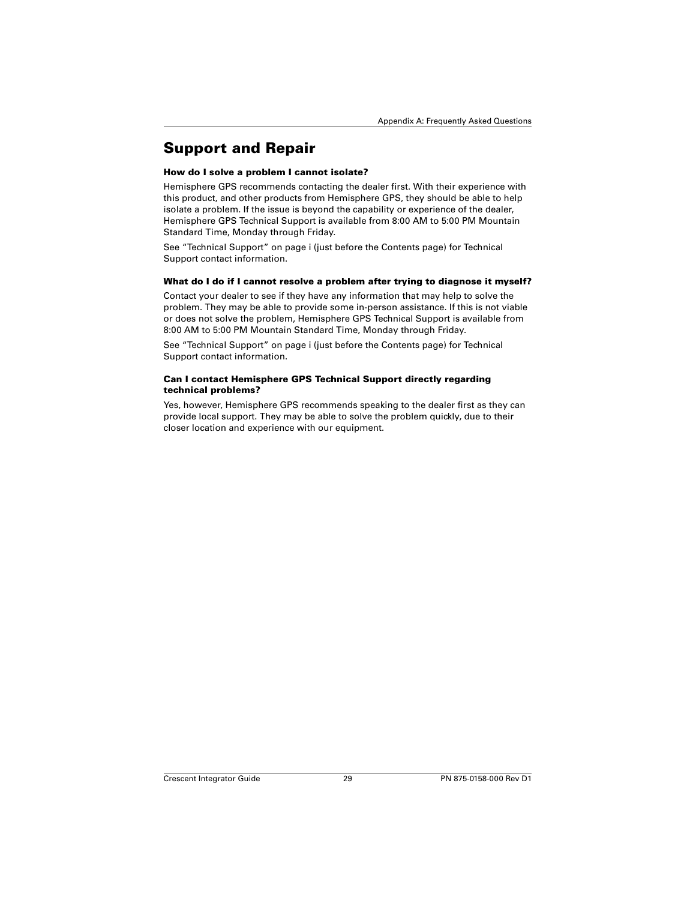## Support and Repair

**How do I solve a problem I cannot isolate?**

Hemisphere GPS recommends contacting the dealer first. With their experience with this product, and other products from Hemisphere GPS, they should be able to help isolate a problem. If the issue is beyond the capability or experience of the dealer, Hemisphere GPS Technical Support is available from 8:00 AM to 5:00 PM Mountain Standard Time, Monday through Friday.

See "Technical Support" on page i (just before the Contents page) for Technical Support contact information.

**What do I do if I cannot resolve a problem after trying to diagnose it myself?**

Contact your dealer to see if they have any information that may help to solve the problem. They may be able to provide some in-person assistance. If this is not viable or does not solve the problem, Hemisphere GPS Technical Support is available from 8:00 AM to 5:00 PM Mountain Standard Time, Monday through Friday.

See "Technical Support" on page i (just before the Contents page) for Technical Support contact information.

**Can I contact Hemisphere GPS Technical Support directly regarding technical problems?**

Yes, however, Hemisphere GPS recommends speaking to the dealer first as they can provide local support. They may be able to solve the problem quickly, due to their closer location and experience with our equipment.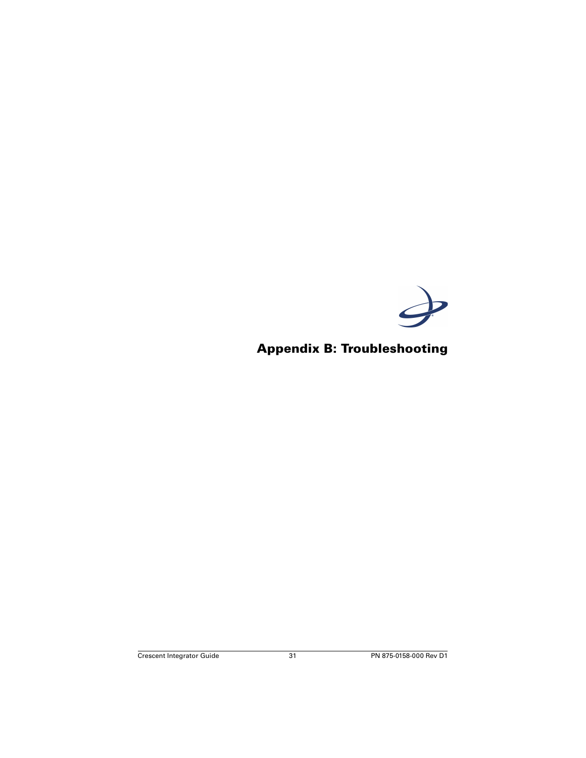# Appendix B: Troubleshooting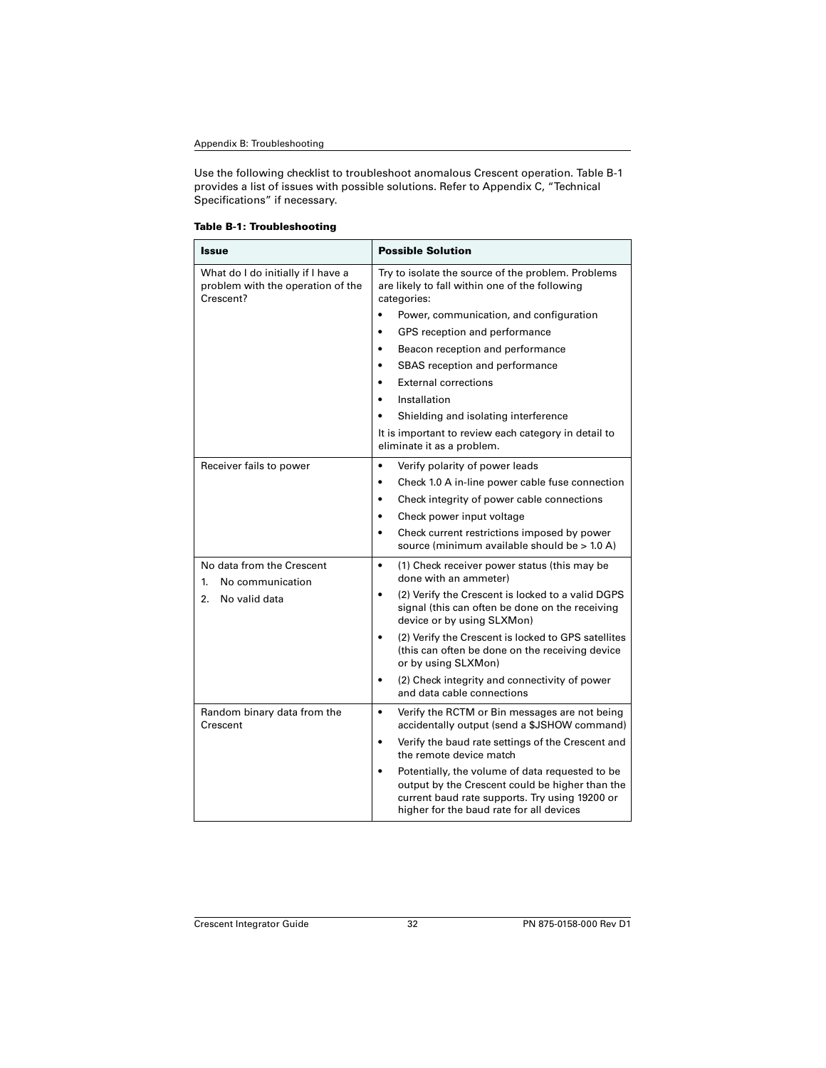Use the following checklist to troubleshoot anomalous Crescent operation. Table B-1 provides a list of issues with possible solutions. Refer to Appendix C, "Technical Specifications" if necessary.

**Table B-1: Troubleshooting**

| Issue | Possible Solution |
|---|---|
| What do I do initially if I have a problem with the operation of the Crescent? | Try to isolate the source of the problem. Problems are likely to fall within one of the following categories:<br>• Power, communication, and configuration<br>• GPS reception and performance<br>• Beacon reception and performance<br>• SBAS reception and performance<br>• External corrections<br>• Installation<br>• Shielding and isolating interference<br>It is important to review each category in detail to eliminate it as a problem. |
| Receiver fails to power | • Verify polarity of power leads<br>• Check 1.0 A in-line power cable fuse connection<br>• Check integrity of power cable connections<br>• Check power input voltage<br>• Check current restrictions imposed by power source (minimum available should be > 1.0 A) |
| No data from the Crescent<br>1. No communication<br>2. No valid data | • (1) Check receiver power status (this may be done with an ammeter)<br>• (2) Verify the Crescent is locked to a valid DGPS signal (this can often be done on the receiving device or by using SLXMon)<br>• (2) Verify the Crescent is locked to GPS satellites (this can often be done on the receiving device or by using SLXMon)<br>• (2) Check integrity and connectivity of power and data cable connections |
| Random binary data from the Crescent | • Verify the RCTM or Bin messages are not being accidentally output (send a $JSHOW command)<br>• Verify the baud rate settings of the Crescent and the remote device match<br>• Potentially, the volume of data requested to be output by the Crescent could be higher than the current baud rate supports. Try using 19200 or higher for the baud rate for all devices |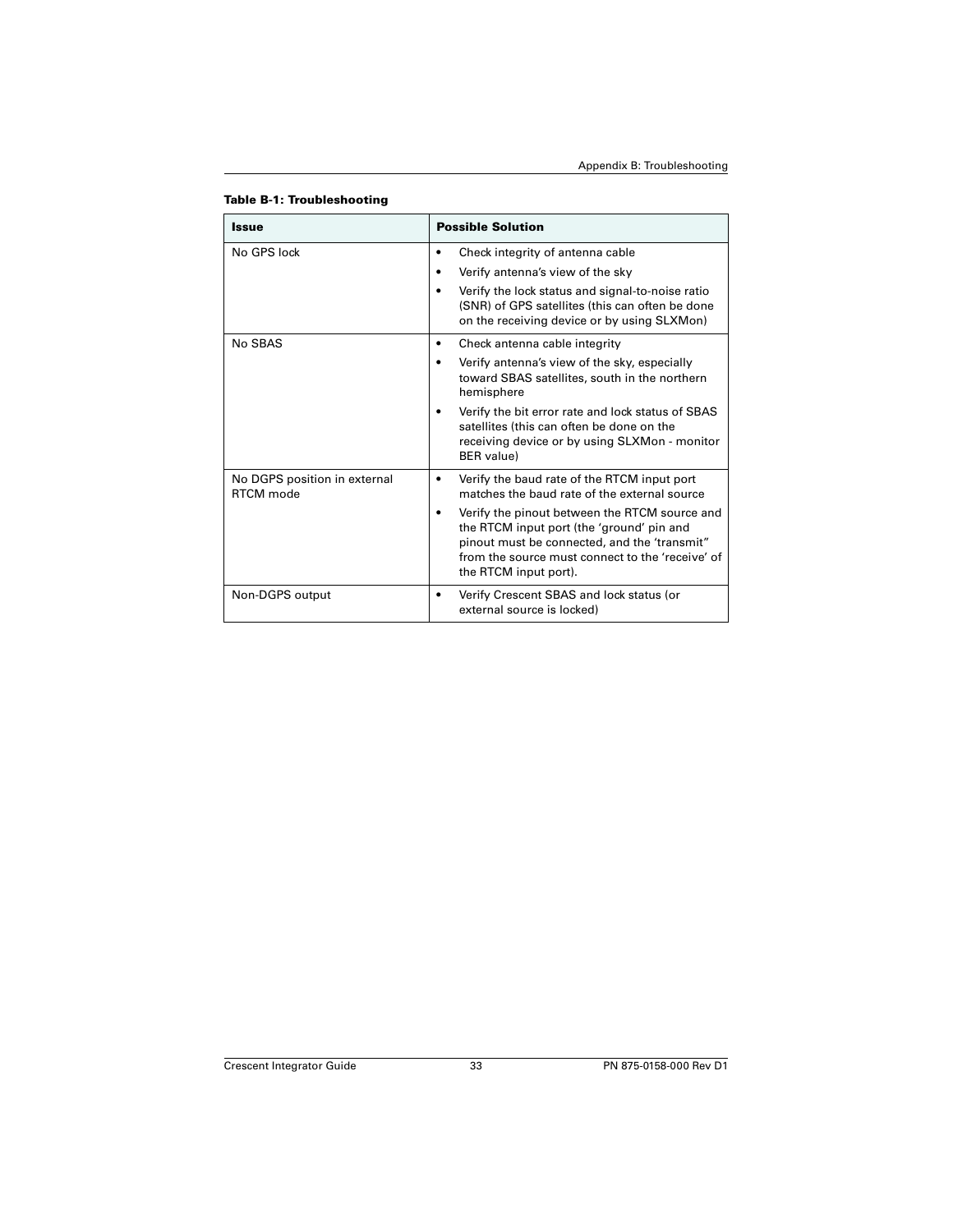**Table B-1: Troubleshooting**

| Issue | Possible Solution |
| --- | --- |
| No GPS lock | • Check integrity of antenna cable<br>• Verify antenna's view of the sky<br>• Verify the lock status and signal-to-noise ratio (SNR) of GPS satellites (this can often be done on the receiving device or by using SLXMon) |
| No SBAS | • Check antenna cable integrity<br>• Verify antenna's view of the sky, especially toward SBAS satellites, south in the northern hemisphere<br>• Verify the bit error rate and lock status of SBAS satellites (this can often be done on the receiving device or by using SLXMon - monitor BER value) |
| No DGPS position in external RTCM mode | • Verify the baud rate of the RTCM input port matches the baud rate of the external source<br>• Verify the pinout between the RTCM source and the RTCM input port (the 'ground' pin and pinout must be connected, and the 'transmit" from the source must connect to the 'receive' of the RTCM input port). |
| Non-DGPS output | • Verify Crescent SBAS and lock status (or external source is locked) |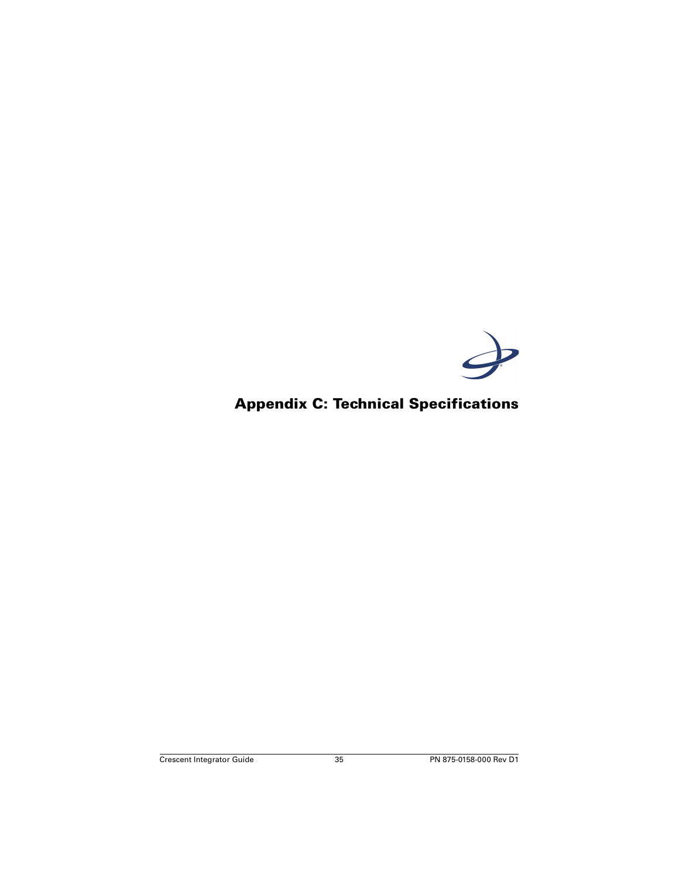# Appendix C: Technical Specifications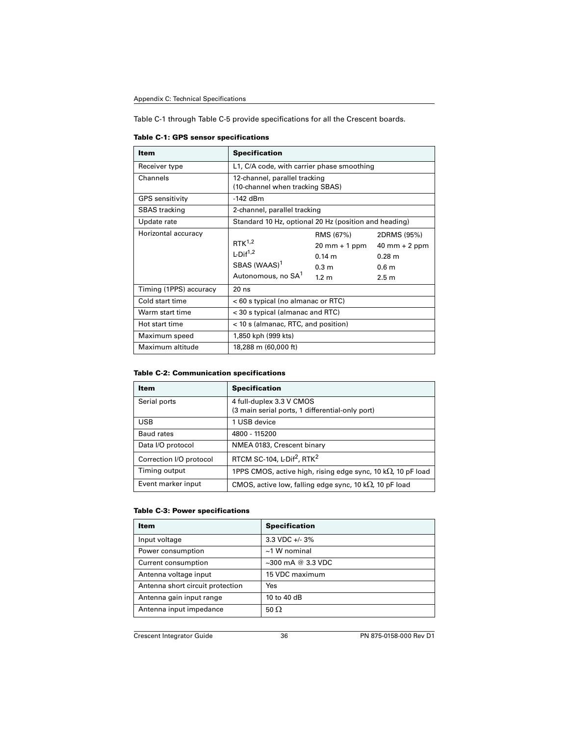Table C-1 through Table C-5 provide specifications for all the Crescent boards.

**Table C-1: GPS sensor specifications**

| Item | Specification | | |
|---|---|---|---|
| Receiver type | L1, C/A code, with carrier phase smoothing | | |
| Channels | 12-channel, parallel tracking (10-channel when tracking SBAS) | | |
| GPS sensitivity | -142 dBm | | |
| SBAS tracking | 2-channel, parallel tracking | | |
| Update rate | Standard 10 Hz, optional 20 Hz (position and heading) | | |
| Horizontal accuracy | | RMS (67%) | 2DRMS (95%) |
| | RTK[1,2] | 20 mm + 1 ppm | 40 mm + 2 ppm |
| | L-Dif[1,2] | 0.14 m | 0.28 m |
| | SBAS (WAAS)[1] | 0.3 m | 0.6 m |
| | Autonomous, no SA[1] | 1.2 m | 2.5 m |
| Timing (1PPS) accuracy | 20 ns | | |
| Cold start time | < 60 s typical (no almanac or RTC) | | |
| Warm start time | < 30 s typical (almanac and RTC) | | |
| Hot start time | < 10 s (almanac, RTC, and position) | | |
| Maximum speed | 1,850 kph (999 kts) | | |
| Maximum altitude | 18,288 m (60,000 ft) | | |

**Table C-2: Communication specifications**

| Item | Specification |
|---|---|
| Serial ports | 4 full-duplex 3.3 V CMOS (3 main serial ports, 1 differential-only port) |
| USB | 1 USB device |
| Baud rates | 4800 - 115200 |
| Data I/O protocol | NMEA 0183, Crescent binary |
| Correction I/O protocol | RTCM SC-104, L-Dif[2], RTK[2] |
| Timing output | 1PPS CMOS, active high, rising edge sync, 10 kΩ, 10 pF load |
| Event marker input | CMOS, active low, falling edge sync, 10 kΩ, 10 pF load |

**Table C-3: Power specifications**

| Item | Specification |
|---|---|
| Input voltage | 3.3 VDC +/- 3% |
| Power consumption | ~1 W nominal |
| Current consumption | ~300 mA @ 3.3 VDC |
| Antenna voltage input | 15 VDC maximum |
| Antenna short circuit protection | Yes |
| Antenna gain input range | 10 to 40 dB |
| Antenna input impedance | 50 Ω |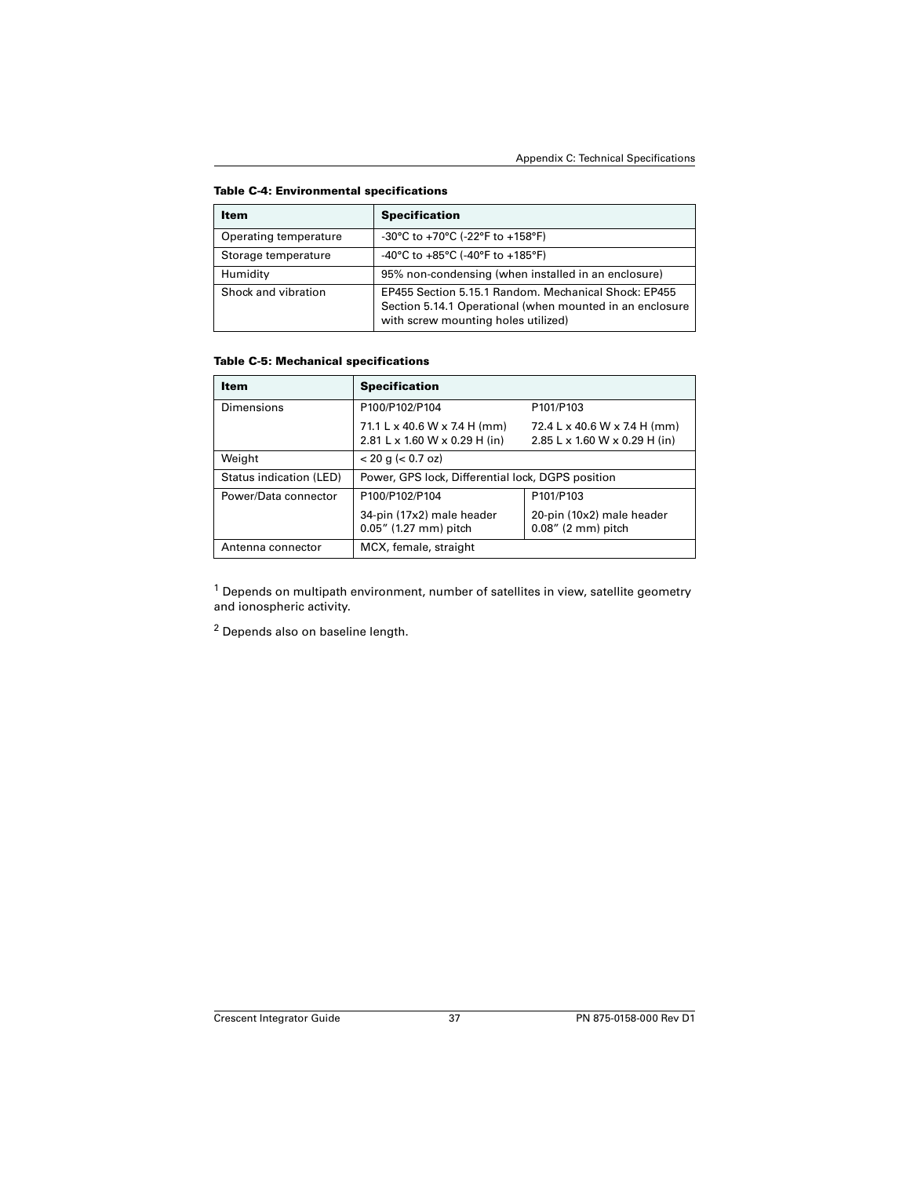**Table C-4: Environmental specifications**

| Item | Specification |
|---|---|
| Operating temperature | -30°C to +70°C (-22°F to +158°F) |
| Storage temperature | -40°C to +85°C (-40°F to +185°F) |
| Humidity | 95% non-condensing (when installed in an enclosure) |
| Shock and vibration | EP455 Section 5.15.1 Random. Mechanical Shock: EP455 Section 5.14.1 Operational (when mounted in an enclosure with screw mounting holes utilized) |

**Table C-5: Mechanical specifications**

| Item | Specification | |
|---|---|---|
| Dimensions | P100/P102/P104<br>71.1 L x 40.6 W x 7.4 H (mm)<br>2.81 L x 1.60 W x 0.29 H (in) | P101/P103<br>72.4 L x 40.6 W x 7.4 H (mm)<br>2.85 L x 1.60 W x 0.29 H (in) |
| Weight | < 20 g (< 0.7 oz) | |
| Status indication (LED) | Power, GPS lock, Differential lock, DGPS position | |
| Power/Data connector | P100/P102/P104<br>34-pin (17x2) male header<br>0.05″ (1.27 mm) pitch | P101/P103<br>20-pin (10x2) male header<br>0.08″ (2 mm) pitch |
| Antenna connector | MCX, female, straight | |

[1] Depends on multipath environment, number of satellites in view, satellite geometry and ionospheric activity.

[2] Depends also on baseline length.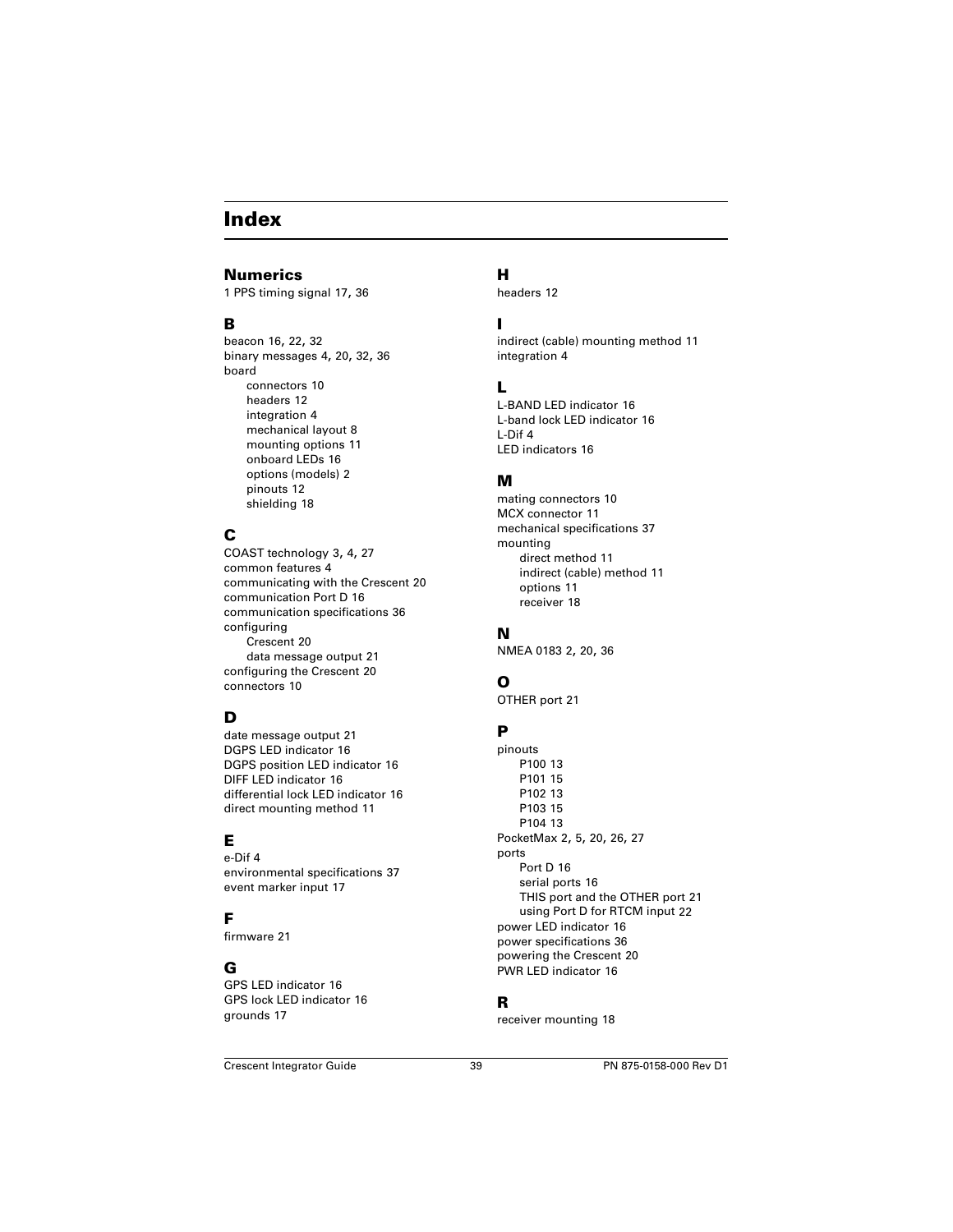# Index

## Numerics

1 PPS timing signal 17, 36

## B

beacon 16, 22, 32
binary messages 4, 20, 32, 36
board
- connectors 10
- headers 12
- integration 4
- mechanical layout 8
- mounting options 11
- onboard LEDs 16
- options (models) 2
- pinouts 12
- shielding 18

## C

COAST technology 3, 4, 27
common features 4
communicating with the Crescent 20
communication Port D 16
communication specifications 36
configuring
- Crescent 20
- data message output 21

configuring the Crescent 20
connectors 10

## D

date message output 21
DGPS LED indicator 16
DGPS position LED indicator 16
DIFF LED indicator 16
differential lock LED indicator 16
direct mounting method 11

## E

e-Dif 4
environmental specifications 37
event marker input 17

## F

firmware 21

## G

GPS LED indicator 16
GPS lock LED indicator 16
grounds 17

## H

headers 12

## I

indirect (cable) mounting method 11
integration 4

## L

L-BAND LED indicator 16
L-band lock LED indicator 16
L-Dif 4
LED indicators 16

## M

mating connectors 10
MCX connector 11
mechanical specifications 37
mounting
- direct method 11
- indirect (cable) method 11
- options 11
- receiver 18

## N

NMEA 0183 2, 20, 36

## O

OTHER port 21

## P

pinouts
- P100 13
- P101 15
- P102 13
- P103 15
- P104 13

PocketMax 2, 5, 20, 26, 27
ports
- Port D 16
- serial ports 16
- THIS port and the OTHER port 21
- using Port D for RTCM input 22

power LED indicator 16
power specifications 36
powering the Crescent 20
PWR LED indicator 16

## R

receiver mounting 18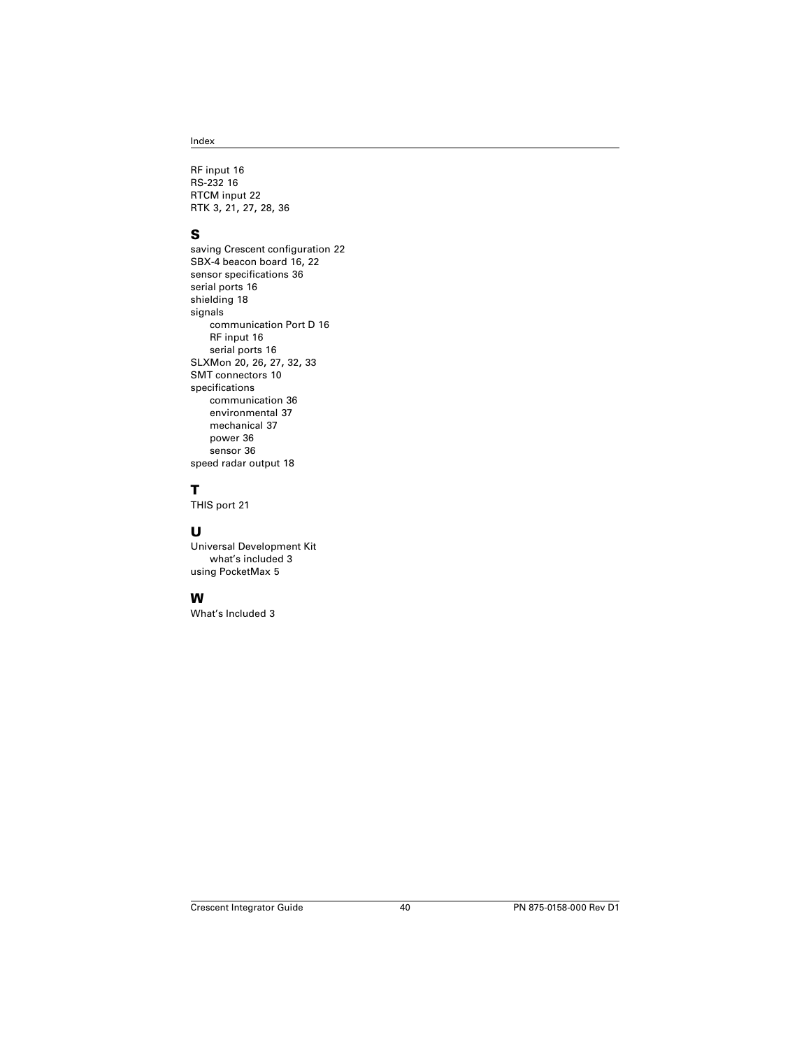RF input 16
RS-232 16
RTCM input 22
RTK 3, 21, 27, 28, 36

## S

saving Crescent configuration 22
SBX-4 beacon board 16, 22
sensor specifications 36
serial ports 16
shielding 18
signals
- communication Port D 16
- RF input 16
- serial ports 16

SLXMon 20, 26, 27, 32, 33
SMT connectors 10
specifications
- communication 36
- environmental 37
- mechanical 37
- power 36
- sensor 36

speed radar output 18

## T

THIS port 21

## U

Universal Development Kit
- what's included 3

using PocketMax 5

## W

What's Included 3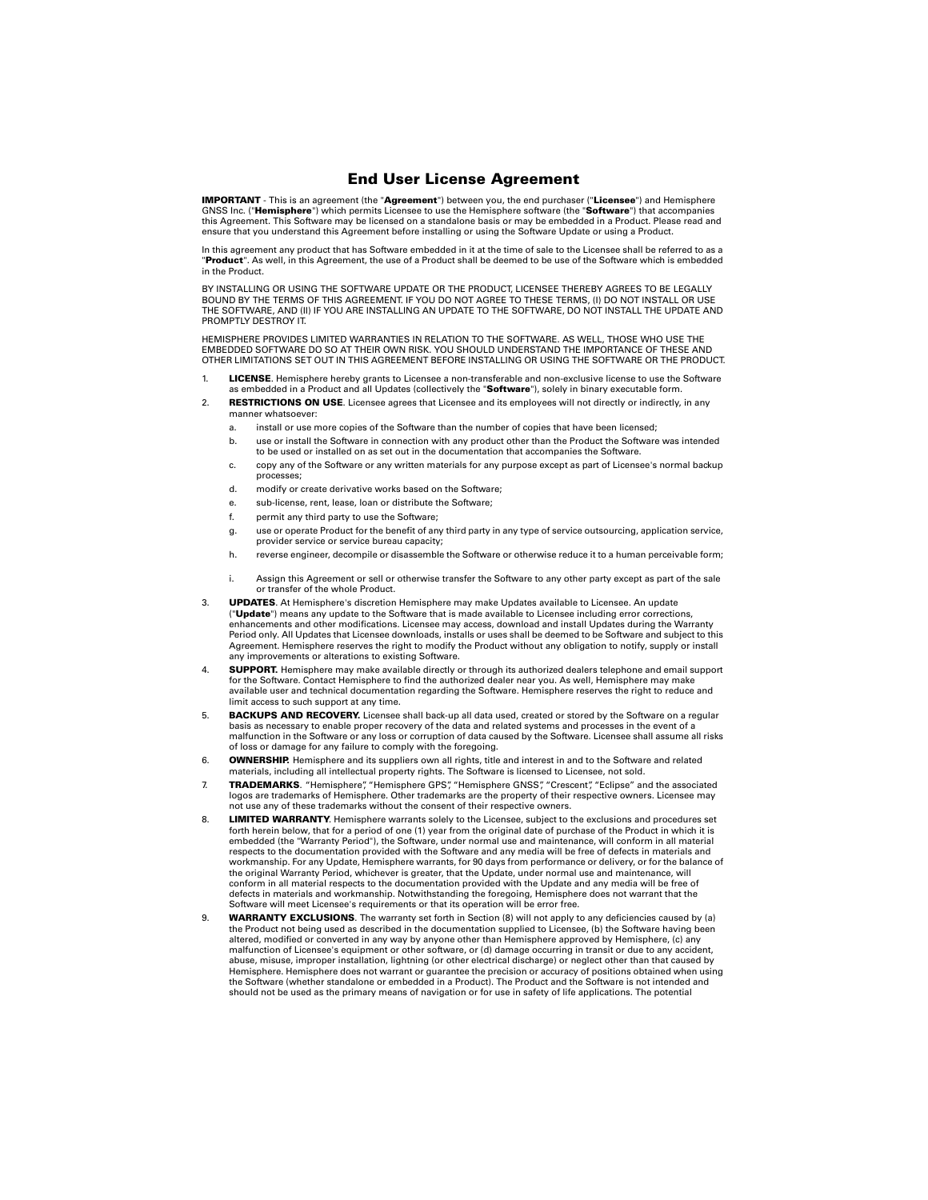# End User License Agreement

**IMPORTANT** - This is an agreement (the "**Agreement**") between you, the end purchaser ("**Licensee**") and Hemisphere GNSS Inc. ("**Hemisphere**") which permits Licensee to use the Hemisphere software (the "**Software**") that accompanies this Agreement. This Software may be licensed on a standalone basis or may be embedded in a Product. Please read and ensure that you understand this Agreement before installing or using the Software Update or using a Product.

In this agreement any product that has Software embedded in it at the time of sale to the Licensee shall be referred to as a "**Product**". As well, in this Agreement, the use of a Product shall be deemed to be use of the Software which is embedded in the Product.

BY INSTALLING OR USING THE SOFTWARE UPDATE OR THE PRODUCT, LICENSEE THEREBY AGREES TO BE LEGALLY BOUND BY THE TERMS OF THIS AGREEMENT. IF YOU DO NOT AGREE TO THESE TERMS, (I) DO NOT INSTALL OR USE THE SOFTWARE, AND (II) IF YOU ARE INSTALLING AN UPDATE TO THE SOFTWARE, DO NOT INSTALL THE UPDATE AND PROMPTLY DESTROY IT.

HEMISPHERE PROVIDES LIMITED WARRANTIES IN RELATION TO THE SOFTWARE. AS WELL, THOSE WHO USE THE EMBEDDED SOFTWARE DO SO AT THEIR OWN RISK. YOU SHOULD UNDERSTAND THE IMPORTANCE OF THESE AND OTHER LIMITATIONS SET OUT IN THIS AGREEMENT BEFORE INSTALLING OR USING THE SOFTWARE OR THE PRODUCT.

1. **LICENSE**. Hemisphere hereby grants to Licensee a non-transferable and non-exclusive license to use the Software as embedded in a Product and all Updates (collectively the "**Software**"), solely in binary executable form.
2. **RESTRICTIONS ON USE**. Licensee agrees that Licensee and its employees will not directly or indirectly, in any manner whatsoever:
   a. install or use more copies of the Software than the number of copies that have been licensed;
   b. use or install the Software in connection with any product other than the Product the Software was intended to be used or installed on as set out in the documentation that accompanies the Software.
   c. copy any of the Software or any written materials for any purpose except as part of Licensee's normal backup processes;
   d. modify or create derivative works based on the Software;
   e. sub-license, rent, lease, loan or distribute the Software;
   f. permit any third party to use the Software;
   g. use or operate Product for the benefit of any third party in any type of service outsourcing, application service, provider service or service bureau capacity;
   h. reverse engineer, decompile or disassemble the Software or otherwise reduce it to a human perceivable form;
   i. Assign this Agreement or sell or otherwise transfer the Software to any other party except as part of the sale or transfer of the whole Product.
3. **UPDATES**. At Hemisphere's discretion Hemisphere may make Updates available to Licensee. An update ("**Update**") means any update to the Software that is made available to Licensee including error corrections, enhancements and other modifications. Licensee may access, download and install Updates during the Warranty Period only. All Updates that Licensee downloads, installs or uses shall be deemed to be Software and subject to this Agreement. Hemisphere reserves the right to modify the Product without any obligation to notify, supply or install any improvements or alterations to existing Software.
4. **SUPPORT.** Hemisphere may make available directly or through its authorized dealers telephone and email support for the Software. Contact Hemisphere to find the authorized dealer near you. As well, Hemisphere may make available user and technical documentation regarding the Software. Hemisphere reserves the right to reduce and limit access to such support at any time.
5. **BACKUPS AND RECOVERY.** Licensee shall back-up all data used, created or stored by the Software on a regular basis as necessary to enable proper recovery of the data and related systems and processes in the event of a malfunction in the Software or any loss or corruption of data caused by the Software. Licensee shall assume all risks of loss or damage for any failure to comply with the foregoing.
6. **OWNERSHIP.** Hemisphere and its suppliers own all rights, title and interest in and to the Software and related materials, including all intellectual property rights. The Software is licensed to Licensee, not sold.
7. **TRADEMARKS**. "Hemisphere", "Hemisphere GPS", "Hemisphere GNSS", "Crescent", "Eclipse" and the associated logos are trademarks of Hemisphere. Other trademarks are the property of their respective owners. Licensee may not use any of these trademarks without the consent of their respective owners.
8. **LIMITED WARRANTY**. Hemisphere warrants solely to the Licensee, subject to the exclusions and procedures set forth herein below, that for a period of one (1) year from the original date of purchase of the Product in which it is embedded (the "Warranty Period"), the Software, under normal use and maintenance, will conform in all material respects to the documentation provided with the Software and any media will be free of defects in materials and workmanship. For any Update, Hemisphere warrants, for 90 days from performance or delivery, or for the balance of the original Warranty Period, whichever is greater, that the Update, under normal use and maintenance, will conform in all material respects to the documentation provided with the Update and any media will be free of defects in materials and workmanship. Notwithstanding the foregoing, Hemisphere does not warrant that the Software will meet Licensee's requirements or that its operation will be error free.
9. **WARRANTY EXCLUSIONS**. The warranty set forth in Section (8) will not apply to any deficiencies caused by (a) the Product not being used as described in the documentation supplied to Licensee, (b) the Software having been altered, modified or converted in any way by anyone other than Hemisphere approved by Hemisphere, (c) any malfunction of Licensee's equipment or other software, or (d) damage occurring in transit or due to any accident, abuse, misuse, improper installation, lightning (or other electrical discharge) or neglect other than that caused by Hemisphere. Hemisphere does not warrant or guarantee the precision or accuracy of positions obtained when using the Software (whether standalone or embedded in a Product). The Product and the Software is not intended and should not be used as the primary means of navigation or for use in safety of life applications. The potential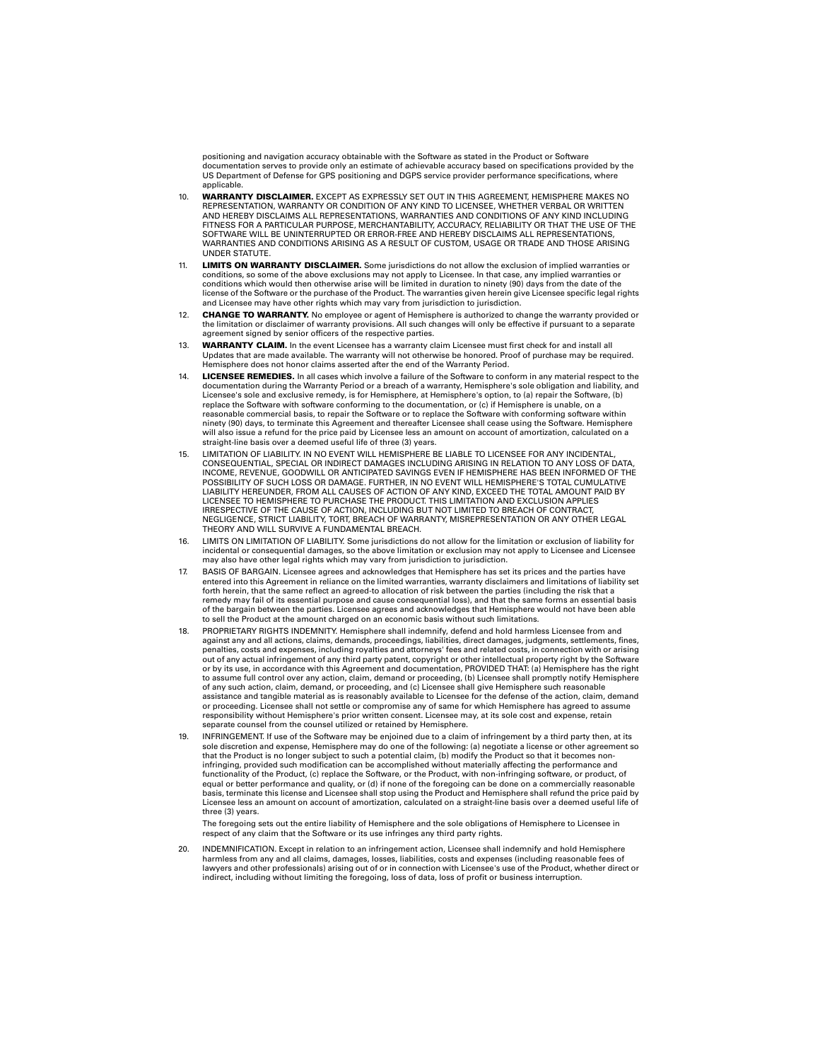positioning and navigation accuracy obtainable with the Software as stated in the Product or Software documentation serves to provide only an estimate of achievable accuracy based on specifications provided by the US Department of Defense for GPS positioning and DGPS service provider performance specifications, where applicable.

10. **WARRANTY DISCLAIMER.** EXCEPT AS EXPRESSLY SET OUT IN THIS AGREEMENT, HEMISPHERE MAKES NO REPRESENTATION, WARRANTY OR CONDITION OF ANY KIND TO LICENSEE, WHETHER VERBAL OR WRITTEN AND HEREBY DISCLAIMS ALL REPRESENTATIONS, WARRANTIES AND CONDITIONS OF ANY KIND INCLUDING FITNESS FOR A PARTICULAR PURPOSE, MERCHANTABILITY, ACCURACY, RELIABILITY OR THAT THE USE OF THE SOFTWARE WILL BE UNINTERRUPTED OR ERROR-FREE AND HEREBY DISCLAIMS ALL REPRESENTATIONS, WARRANTIES AND CONDITIONS ARISING AS A RESULT OF CUSTOM, USAGE OR TRADE AND THOSE ARISING UNDER STATUTE.

11. **LIMITS ON WARRANTY DISCLAIMER.** Some jurisdictions do not allow the exclusion of implied warranties or conditions, so some of the above exclusions may not apply to Licensee. In that case, any implied warranties or conditions which would then otherwise arise will be limited in duration to ninety (90) days from the date of the license of the Software or the purchase of the Product. The warranties given herein give Licensee specific legal rights and Licensee may have other rights which may vary from jurisdiction to jurisdiction.

12. **CHANGE TO WARRANTY.** No employee or agent of Hemisphere is authorized to change the warranty provided or the limitation or disclaimer of warranty provisions. All such changes will only be effective if pursuant to a separate agreement signed by senior officers of the respective parties.

13. **WARRANTY CLAIM.** In the event Licensee has a warranty claim Licensee must first check for and install all Updates that are made available. The warranty will not otherwise be honored. Proof of purchase may be required. Hemisphere does not honor claims asserted after the end of the Warranty Period.

14. **LICENSEE REMEDIES.** In all cases which involve a failure of the Software to conform in any material respect to the documentation during the Warranty Period or a breach of a warranty, Hemisphere's sole obligation and liability, and Licensee's sole and exclusive remedy, is for Hemisphere, at Hemisphere's option, to (a) repair the Software, (b) replace the Software with software conforming to the documentation, or (c) if Hemisphere is unable, on a reasonable commercial basis, to repair the Software or to replace the Software with conforming software within ninety (90) days, to terminate this Agreement and thereafter Licensee shall cease using the Software. Hemisphere will also issue a refund for the price paid by Licensee less an amount on account of amortization, calculated on a straight-line basis over a deemed useful life of three (3) years.

15. LIMITATION OF LIABILITY. IN NO EVENT WILL HEMISPHERE BE LIABLE TO LICENSEE FOR ANY INCIDENTAL, CONSEQUENTIAL, SPECIAL OR INDIRECT DAMAGES INCLUDING ARISING IN RELATION TO ANY LOSS OF DATA, INCOME, REVENUE, GOODWILL OR ANTICIPATED SAVINGS EVEN IF HEMISPHERE HAS BEEN INFORMED OF THE POSSIBILITY OF SUCH LOSS OR DAMAGE. FURTHER, IN NO EVENT WILL HEMISPHERE'S TOTAL CUMULATIVE LIABILITY HEREUNDER, FROM ALL CAUSES OF ACTION OF ANY KIND, EXCEED THE TOTAL AMOUNT PAID BY LICENSEE TO HEMISPHERE TO PURCHASE THE PRODUCT. THIS LIMITATION AND EXCLUSION APPLIES IRRESPECTIVE OF THE CAUSE OF ACTION, INCLUDING BUT NOT LIMITED TO BREACH OF CONTRACT, NEGLIGENCE, STRICT LIABILITY, TORT, BREACH OF WARRANTY, MISREPRESENTATION OR ANY OTHER LEGAL THEORY AND WILL SURVIVE A FUNDAMENTAL BREACH.

16. LIMITS ON LIMITATION OF LIABILITY. Some jurisdictions do not allow for the limitation or exclusion of liability for incidental or consequential damages, so the above limitation or exclusion may not apply to Licensee and Licensee may also have other legal rights which may vary from jurisdiction to jurisdiction.

17. BASIS OF BARGAIN. Licensee agrees and acknowledges that Hemisphere has set its prices and the parties have entered into this Agreement in reliance on the limited warranties, warranty disclaimers and limitations of liability set forth herein, that the same reflect an agreed-to allocation of risk between the parties (including the risk that a remedy may fail of its essential purpose and cause consequential loss), and that the same forms an essential basis of the bargain between the parties. Licensee agrees and acknowledges that Hemisphere would not have been able to sell the Product at the amount charged on an economic basis without such limitations.

18. PROPRIETARY RIGHTS INDEMNITY. Hemisphere shall indemnify, defend and hold harmless Licensee from and against any and all actions, claims, demands, proceedings, liabilities, direct damages, judgments, settlements, fines, penalties, costs and expenses, including royalties and attorneys' fees and related costs, in connection with or arising out of any actual infringement of any third party patent, copyright or other intellectual property right by the Software or by its use, in accordance with this Agreement and documentation, PROVIDED THAT: (a) Hemisphere has the right to assume full control over any action, claim, demand or proceeding, (b) Licensee shall promptly notify Hemisphere of any such action, claim, demand, or proceeding, and (c) Licensee shall give Hemisphere such reasonable assistance and tangible material as is reasonably available to Licensee for the defense of the action, claim, demand or proceeding. Licensee shall not settle or compromise any of same for which Hemisphere has agreed to assume responsibility without Hemisphere's prior written consent. Licensee may, at its sole cost and expense, retain separate counsel from the counsel utilized or retained by Hemisphere.

19. INFRINGEMENT. If use of the Software may be enjoined due to a claim of infringement by a third party then, at its sole discretion and expense, Hemisphere may do one of the following: (a) negotiate a license or other agreement so that the Product is no longer subject to such a potential claim, (b) modify the Product so that it becomes non-infringing, provided such modification can be accomplished without materially affecting the performance and functionality of the Product, (c) replace the Software, or the Product, with non-infringing software, or product, of equal or better performance and quality, or (d) if none of the foregoing can be done on a commercially reasonable basis, terminate this license and Licensee shall stop using the Product and Hemisphere shall refund the price paid by Licensee less an amount on account of amortization, calculated on a straight-line basis over a deemed useful life of three (3) years.

    The foregoing sets out the entire liability of Hemisphere and the sole obligations of Hemisphere to Licensee in respect of any claim that the Software or its use infringes any third party rights.

20. INDEMNIFICATION. Except in relation to an infringement action, Licensee shall indemnify and hold Hemisphere harmless from any and all claims, damages, losses, liabilities, costs and expenses (including reasonable fees of lawyers and other professionals) arising out of or in connection with Licensee's use of the Product, whether direct or indirect, including without limiting the foregoing, loss of data, loss of profit or business interruption.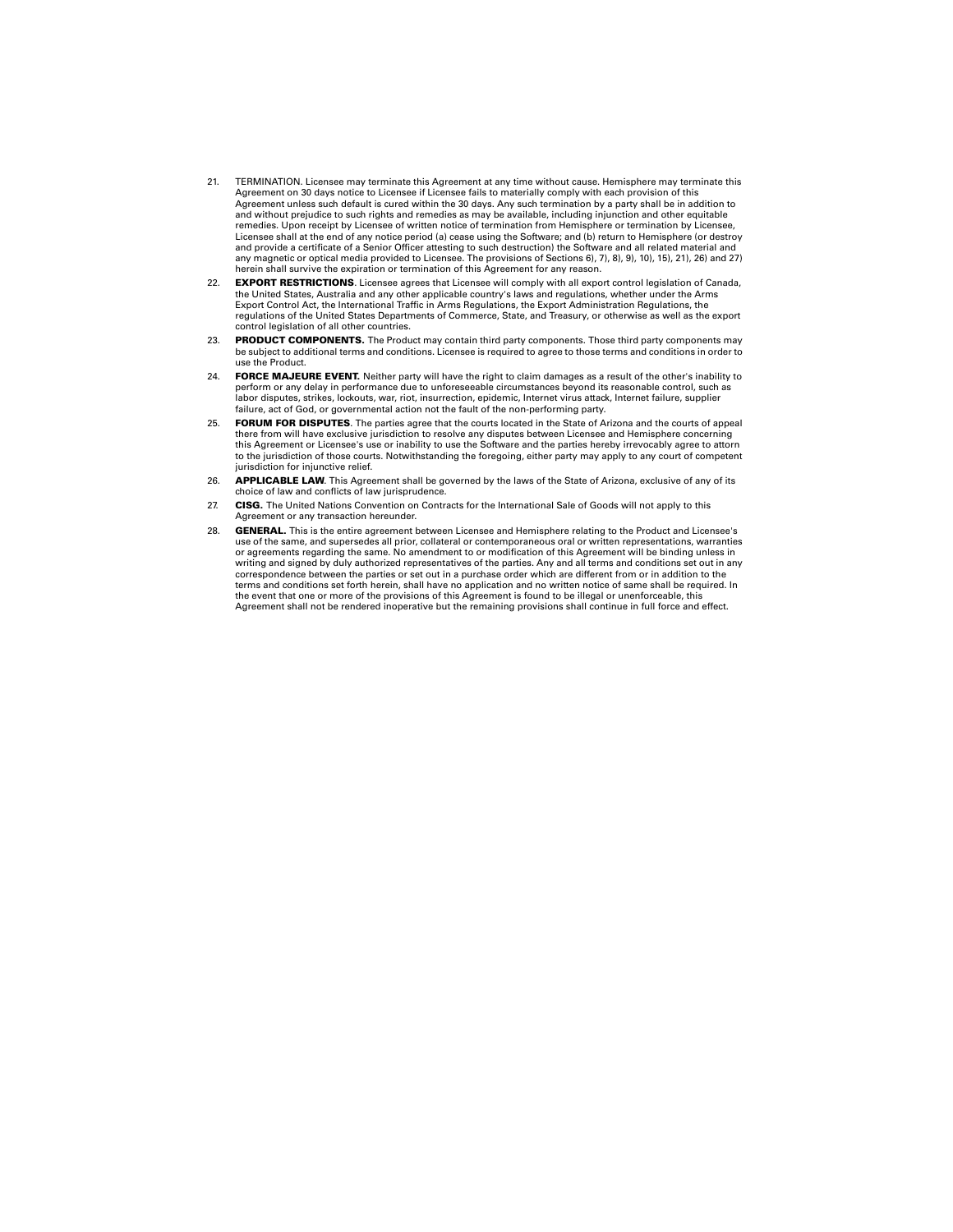21. TERMINATION. Licensee may terminate this Agreement at any time without cause. Hemisphere may terminate this Agreement on 30 days notice to Licensee if Licensee fails to materially comply with each provision of this Agreement unless such default is cured within the 30 days. Any such termination by a party shall be in addition to and without prejudice to such rights and remedies as may be available, including injunction and other equitable remedies. Upon receipt by Licensee of written notice of termination from Hemisphere or termination by Licensee, Licensee shall at the end of any notice period (a) cease using the Software; and (b) return to Hemisphere (or destroy and provide a certificate of a Senior Officer attesting to such destruction) the Software and all related material and any magnetic or optical media provided to Licensee. The provisions of Sections 6), 7), 8), 9), 10), 15), 21), 26) and 27) herein shall survive the expiration or termination of this Agreement for any reason.

22. **EXPORT RESTRICTIONS**. Licensee agrees that Licensee will comply with all export control legislation of Canada, the United States, Australia and any other applicable country's laws and regulations, whether under the Arms Export Control Act, the International Traffic in Arms Regulations, the Export Administration Regulations, the regulations of the United States Departments of Commerce, State, and Treasury, or otherwise as well as the export control legislation of all other countries.

23. **PRODUCT COMPONENTS.** The Product may contain third party components. Those third party components may be subject to additional terms and conditions. Licensee is required to agree to those terms and conditions in order to use the Product.

24. **FORCE MAJEURE EVENT.** Neither party will have the right to claim damages as a result of the other's inability to perform or any delay in performance due to unforeseeable circumstances beyond its reasonable control, such as labor disputes, strikes, lockouts, war, riot, insurrection, epidemic, Internet virus attack, Internet failure, supplier failure, act of God, or governmental action not the fault of the non-performing party.

25. **FORUM FOR DISPUTES**. The parties agree that the courts located in the State of Arizona and the courts of appeal there from will have exclusive jurisdiction to resolve any disputes between Licensee and Hemisphere concerning this Agreement or Licensee's use or inability to use the Software and the parties hereby irrevocably agree to attorn to the jurisdiction of those courts. Notwithstanding the foregoing, either party may apply to any court of competent jurisdiction for injunctive relief.

26. **APPLICABLE LAW**. This Agreement shall be governed by the laws of the State of Arizona, exclusive of any of its choice of law and conflicts of law jurisprudence.

27. **CISG.** The United Nations Convention on Contracts for the International Sale of Goods will not apply to this Agreement or any transaction hereunder.

28. **GENERAL.** This is the entire agreement between Licensee and Hemisphere relating to the Product and Licensee's use of the same, and supersedes all prior, collateral or contemporaneous oral or written representations, warranties or agreements regarding the same. No amendment to or modification of this Agreement will be binding unless in writing and signed by duly authorized representatives of the parties. Any and all terms and conditions set out in any correspondence between the parties or set out in a purchase order which are different from or in addition to the terms and conditions set forth herein, shall have no application and no written notice of same shall be required. In the event that one or more of the provisions of this Agreement is found to be illegal or unenforceable, this Agreement shall not be rendered inoperative but the remaining provisions shall continue in full force and effect.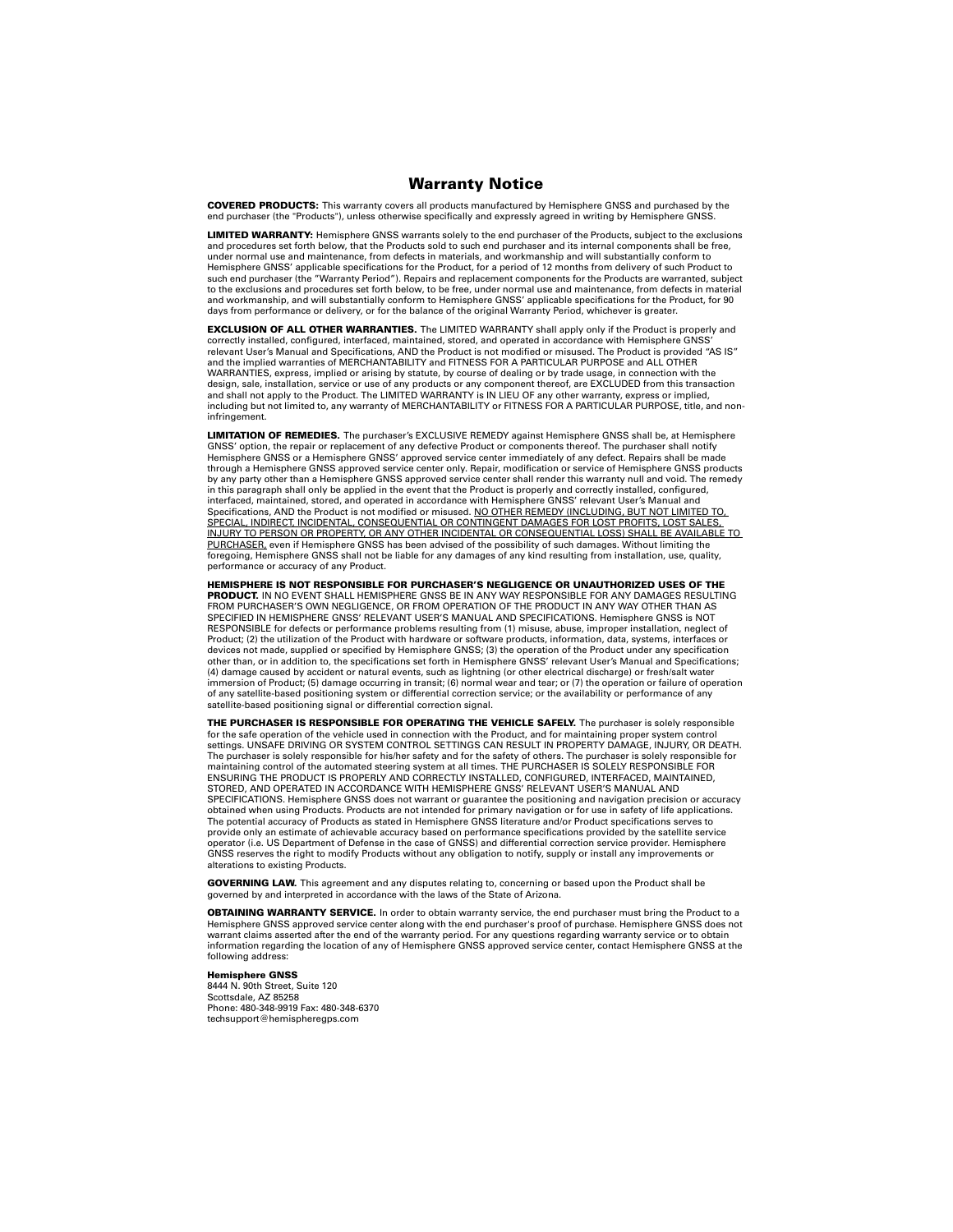# Warranty Notice

**COVERED PRODUCTS:** This warranty covers all products manufactured by Hemisphere GNSS and purchased by the end purchaser (the "Products"), unless otherwise specifically and expressly agreed in writing by Hemisphere GNSS.

**LIMITED WARRANTY:** Hemisphere GNSS warrants solely to the end purchaser of the Products, subject to the exclusions and procedures set forth below, that the Products sold to such end purchaser and its internal components shall be free, under normal use and maintenance, from defects in materials, and workmanship and will substantially conform to Hemisphere GNSS' applicable specifications for the Product, for a period of 12 months from delivery of such Product to such end purchaser (the "Warranty Period"). Repairs and replacement components for the Products are warranted, subject to the exclusions and procedures set forth below, to be free, under normal use and maintenance, from defects in material and workmanship, and will substantially conform to Hemisphere GNSS' applicable specifications for the Product, for 90 days from performance or delivery, or for the balance of the original Warranty Period, whichever is greater.

**EXCLUSION OF ALL OTHER WARRANTIES.** The LIMITED WARRANTY shall apply only if the Product is properly and correctly installed, configured, interfaced, maintained, stored, and operated in accordance with Hemisphere GNSS' relevant User's Manual and Specifications, AND the Product is not modified or misused. The Product is provided "AS IS" and the implied warranties of MERCHANTABILITY and FITNESS FOR A PARTICULAR PURPOSE and ALL OTHER WARRANTIES, express, implied or arising by statute, by course of dealing or by trade usage, in connection with the design, sale, installation, service or use of any products or any component thereof, are EXCLUDED from this transaction and shall not apply to the Product. The LIMITED WARRANTY is IN LIEU OF any other warranty, express or implied, including but not limited to, any warranty of MERCHANTABILITY or FITNESS FOR A PARTICULAR PURPOSE, title, and non-infringement.

**LIMITATION OF REMEDIES.** The purchaser's EXCLUSIVE REMEDY against Hemisphere GNSS shall be, at Hemisphere GNSS' option, the repair or replacement of any defective Product or components thereof. The purchaser shall notify Hemisphere GNSS or a Hemisphere GNSS' approved service center immediately of any defect. Repairs shall be made through a Hemisphere GNSS approved service center only. Repair, modification or service of Hemisphere GNSS products by any party other than a Hemisphere GNSS approved service center shall render this warranty null and void. The remedy in this paragraph shall only be applied in the event that the Product is properly and correctly installed, configured, interfaced, maintained, stored, and operated in accordance with Hemisphere GNSS' relevant User's Manual and Specifications, AND the Product is not modified or misused. <u>NO OTHER REMEDY (INCLUDING, BUT NOT LIMITED TO, SPECIAL, INDIRECT, INCIDENTAL, CONSEQUENTIAL OR CONTINGENT DAMAGES FOR LOST PROFITS, LOST SALES, INJURY TO PERSON OR PROPERTY, OR ANY OTHER INCIDENTAL OR CONSEQUENTIAL LOSS) SHALL BE AVAILABLE TO PURCHASER,</u> even if Hemisphere GNSS has been advised of the possibility of such damages. Without limiting the foregoing, Hemisphere GNSS shall not be liable for any damages of any kind resulting from installation, use, quality, performance or accuracy of any Product.

**HEMISPHERE IS NOT RESPONSIBLE FOR PURCHASER'S NEGLIGENCE OR UNAUTHORIZED USES OF THE PRODUCT.** IN NO EVENT SHALL HEMISPHERE GNSS BE IN ANY WAY RESPONSIBLE FOR ANY DAMAGES RESULTING FROM PURCHASER'S OWN NEGLIGENCE, OR FROM OPERATION OF THE PRODUCT IN ANY WAY OTHER THAN AS SPECIFIED IN HEMISPHERE GNSS' RELEVANT USER'S MANUAL AND SPECIFICATIONS. Hemisphere GNSS is NOT RESPONSIBLE for defects or performance problems resulting from (1) misuse, abuse, improper installation, neglect of Product; (2) the utilization of the Product with hardware or software products, information, data, systems, interfaces or devices not made, supplied or specified by Hemisphere GNSS; (3) the operation of the Product under any specification other than, or in addition to, the specifications set forth in Hemisphere GNSS' relevant User's Manual and Specifications; (4) damage caused by accident or natural events, such as lightning (or other electrical discharge) or fresh/salt water immersion of Product; (5) damage occurring in transit; (6) normal wear and tear; or (7) the operation or failure of operation of any satellite-based positioning system or differential correction service; or the availability or performance of any satellite-based positioning signal or differential correction signal.

**THE PURCHASER IS RESPONSIBLE FOR OPERATING THE VEHICLE SAFELY.** The purchaser is solely responsible for the safe operation of the vehicle used in connection with the Product, and for maintaining proper system control settings. UNSAFE DRIVING OR SYSTEM CONTROL SETTINGS CAN RESULT IN PROPERTY DAMAGE, INJURY, OR DEATH. The purchaser is solely responsible for his/her safety and for the safety of others. The purchaser is solely responsible for maintaining control of the automated steering system at all times. THE PURCHASER IS SOLELY RESPONSIBLE FOR ENSURING THE PRODUCT IS PROPERLY AND CORRECTLY INSTALLED, CONFIGURED, INTERFACED, MAINTAINED, STORED, AND OPERATED IN ACCORDANCE WITH HEMISPHERE GNSS' RELEVANT USER'S MANUAL AND SPECIFICATIONS. Hemisphere GNSS does not warrant or guarantee the positioning and navigation precision or accuracy obtained when using Products. Products are not intended for primary navigation or for use in safety of life applications. The potential accuracy of Products as stated in Hemisphere GNSS literature and/or Product specifications serves to provide only an estimate of achievable accuracy based on performance specifications provided by the satellite service operator (i.e. US Department of Defense in the case of GNSS) and differential correction service provider. Hemisphere GNSS reserves the right to modify Products without any obligation to notify, supply or install any improvements or alterations to existing Products.

**GOVERNING LAW.** This agreement and any disputes relating to, concerning or based upon the Product shall be governed by and interpreted in accordance with the laws of the State of Arizona.

**OBTAINING WARRANTY SERVICE.** In order to obtain warranty service, the end purchaser must bring the Product to a Hemisphere GNSS approved service center along with the end purchaser's proof of purchase. Hemisphere GNSS does not warrant claims asserted after the end of the warranty period. For any questions regarding warranty service or to obtain information regarding the location of any of Hemisphere GNSS approved service center, contact Hemisphere GNSS at the following address:

**Hemisphere GNSS**
8444 N. 90th Street, Suite 120
Scottsdale, AZ 85258
Phone: 480-348-9919 Fax: 480-348-6370
techsupport@hemispheregps.com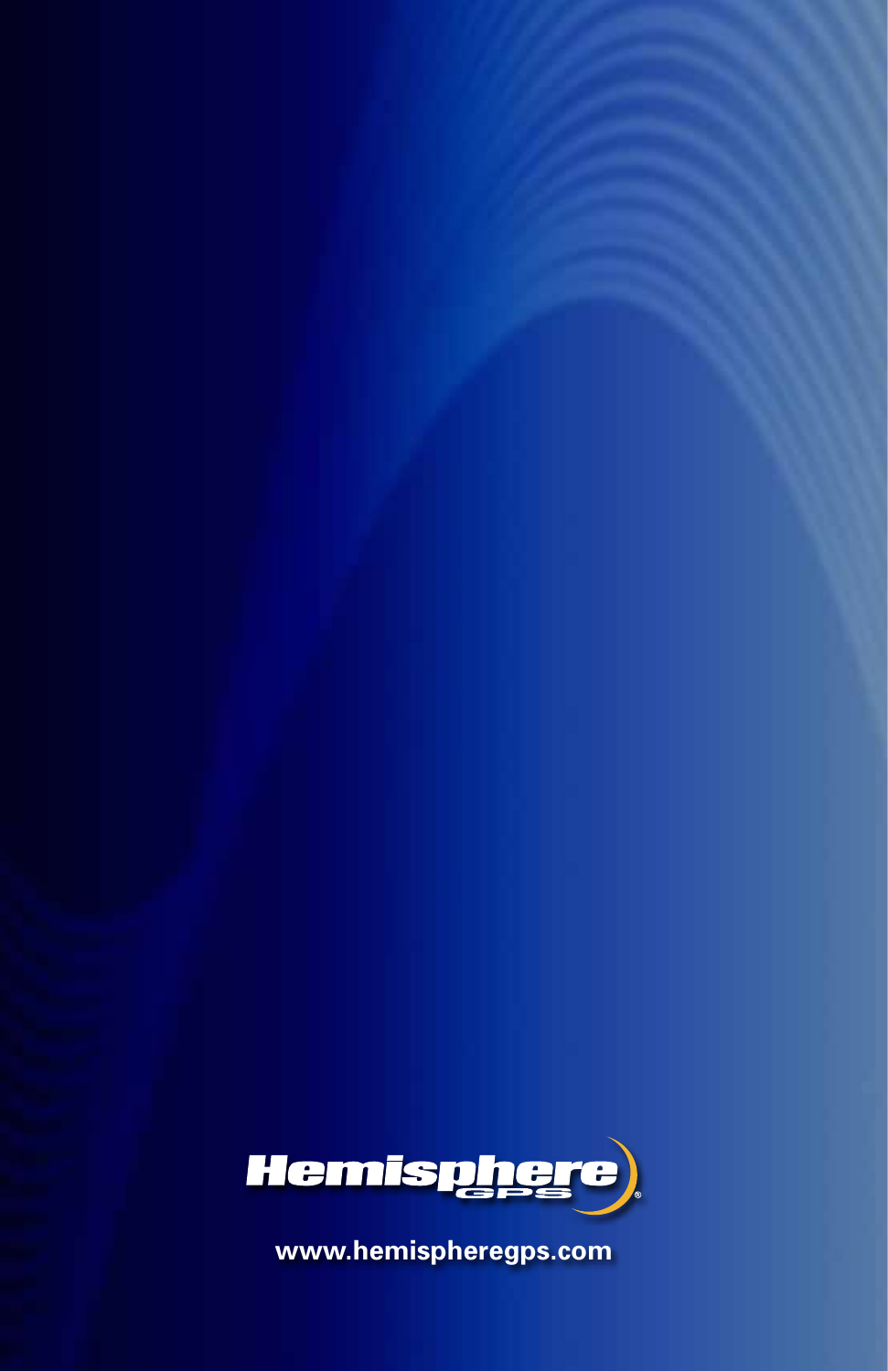Hemisphere GPS

www.hemispheregps.com